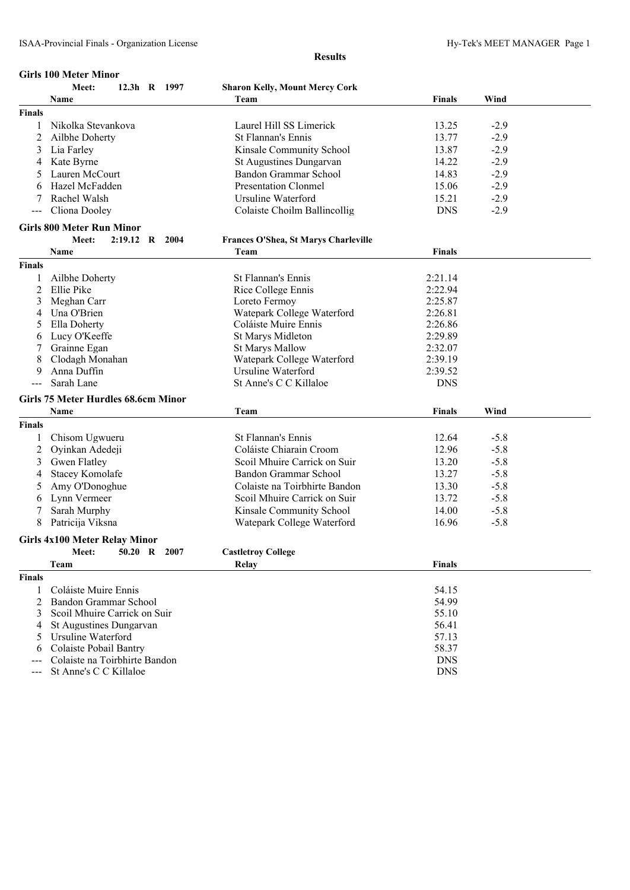**Results**

## Girls 100 Meter Minor

Meet: 12.3h R 1997 — Sharon Kelly, Mount Mercy Cork

| | Name | Team | Finals | Wind |
|---|---|---|---|---|
| **Finals** | | | | |
| 1 | Nikolka Stevankova | Laurel Hill SS Limerick | 13.25 | -2.9 |
| 2 | Ailbhe Doherty | St Flannan's Ennis | 13.77 | -2.9 |
| 3 | Lia Farley | Kinsale Community School | 13.87 | -2.9 |
| 4 | Kate Byrne | St Augustines Dungarvan | 14.22 | -2.9 |
| 5 | Lauren McCourt | Bandon Grammar School | 14.83 | -2.9 |
| 6 | Hazel McFadden | Presentation Clonmel | 15.06 | -2.9 |
| 7 | Rachel Walsh | Ursuline Waterford | 15.21 | -2.9 |
| --- | Cliona Dooley | Colaiste Choilm Ballincollig | DNS | -2.9 |

## Girls 800 Meter Run Minor

Meet: 2:19.12 R 2004 — Frances O'Shea, St Marys Charleville

| | Name | Team | Finals |
|---|---|---|---|
| **Finals** | | | |
| 1 | Ailbhe Doherty | St Flannan's Ennis | 2:21.14 |
| 2 | Ellie Pike | Rice College Ennis | 2:22.94 |
| 3 | Meghan Carr | Loreto Fermoy | 2:25.87 |
| 4 | Una O'Brien | Watepark College Waterford | 2:26.81 |
| 5 | Ella Doherty | Coláiste Muire Ennis | 2:26.86 |
| 6 | Lucy O'Keeffe | St Marys Midleton | 2:29.89 |
| 7 | Grainne Egan | St Marys Mallow | 2:32.07 |
| 8 | Clodagh Monahan | Watepark College Waterford | 2:39.19 |
| 9 | Anna Duffin | Ursuline Waterford | 2:39.52 |
| --- | Sarah Lane | St Anne's C C Killaloe | DNS |

## Girls 75 Meter Hurdles 68.6cm Minor

| | Name | Team | Finals | Wind |
|---|---|---|---|---|
| **Finals** | | | | |
| 1 | Chisom Ugwueru | St Flannan's Ennis | 12.64 | -5.8 |
| 2 | Oyinkan Adedeji | Coláiste Chiarain Croom | 12.96 | -5.8 |
| 3 | Gwen Flatley | Scoil Mhuire Carrick on Suir | 13.20 | -5.8 |
| 4 | Stacey Komolafe | Bandon Grammar School | 13.27 | -5.8 |
| 5 | Amy O'Donoghue | Colaiste na Toirbhirte Bandon | 13.30 | -5.8 |
| 6 | Lynn Vermeer | Scoil Mhuire Carrick on Suir | 13.72 | -5.8 |
| 7 | Sarah Murphy | Kinsale Community School | 14.00 | -5.8 |
| 8 | Patricija Viksna | Watepark College Waterford | 16.96 | -5.8 |

## Girls 4x100 Meter Relay Minor

Meet: 50.20 R 2007 — Castletroy College

| | Team | Relay | Finals |
|---|---|---|---|
| **Finals** | | | |
| 1 | Coláiste Muire Ennis | | 54.15 |
| 2 | Bandon Grammar School | | 54.99 |
| 3 | Scoil Mhuire Carrick on Suir | | 55.10 |
| 4 | St Augustines Dungarvan | | 56.41 |
| 5 | Ursuline Waterford | | 57.13 |
| 6 | Colaiste Pobail Bantry | | 58.37 |
| --- | Colaiste na Toirbhirte Bandon | | DNS |
| --- | St Anne's C C Killaloe | | DNS |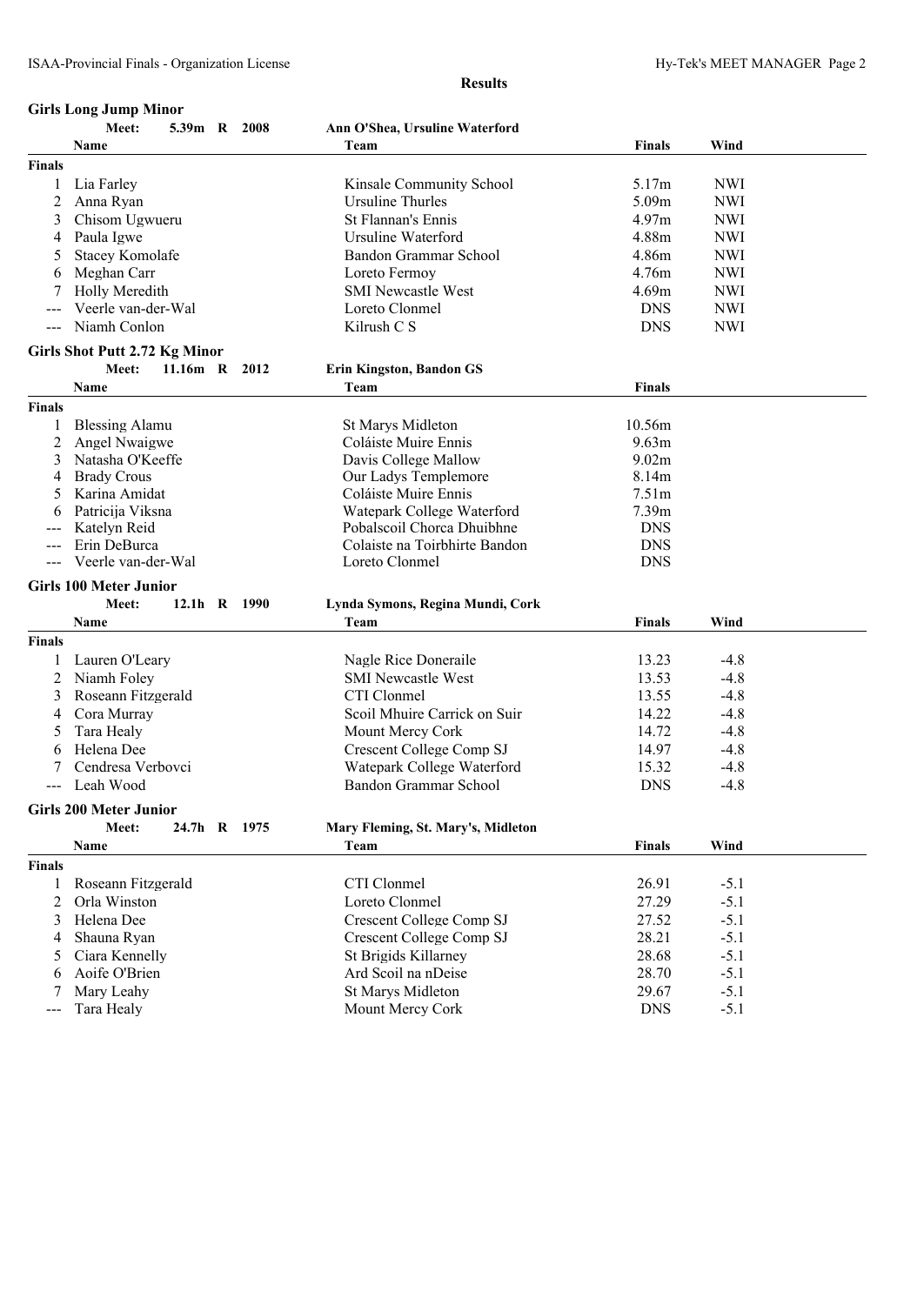**Results**

## Girls Long Jump Minor

**Meet: 5.39m R 2008 — Ann O'Shea, Ursuline Waterford**

| | Name | Team | Finals | Wind |
|---|---|---|---|---|
| **Finals** | | | | |
| 1 | Lia Farley | Kinsale Community School | 5.17m | NWI |
| 2 | Anna Ryan | Ursuline Thurles | 5.09m | NWI |
| 3 | Chisom Ugwueru | St Flannan's Ennis | 4.97m | NWI |
| 4 | Paula Igwe | Ursuline Waterford | 4.88m | NWI |
| 5 | Stacey Komolafe | Bandon Grammar School | 4.86m | NWI |
| 6 | Meghan Carr | Loreto Fermoy | 4.76m | NWI |
| 7 | Holly Meredith | SMI Newcastle West | 4.69m | NWI |
| --- | Veerle van-der-Wal | Loreto Clonmel | DNS | NWI |
| --- | Niamh Conlon | Kilrush C S | DNS | NWI |

## Girls Shot Putt 2.72 Kg Minor

**Meet: 11.16m R 2012 — Erin Kingston, Bandon GS**

| | Name | Team | Finals |
|---|---|---|---|
| **Finals** | | | |
| 1 | Blessing Alamu | St Marys Midleton | 10.56m |
| 2 | Angel Nwaigwe | Coláiste Muire Ennis | 9.63m |
| 3 | Natasha O'Keeffe | Davis College Mallow | 9.02m |
| 4 | Brady Crous | Our Ladys Templemore | 8.14m |
| 5 | Karina Amidat | Coláiste Muire Ennis | 7.51m |
| 6 | Patricija Viksna | Watepark College Waterford | 7.39m |
| --- | Katelyn Reid | Pobalscoil Chorca Dhuibhne | DNS |
| --- | Erin DeBurca | Colaiste na Toirbhirte Bandon | DNS |
| --- | Veerle van-der-Wal | Loreto Clonmel | DNS |

## Girls 100 Meter Junior

**Meet: 12.1h R 1990 — Lynda Symons, Regina Mundi, Cork**

| | Name | Team | Finals | Wind |
|---|---|---|---|---|
| **Finals** | | | | |
| 1 | Lauren O'Leary | Nagle Rice Doneraile | 13.23 | -4.8 |
| 2 | Niamh Foley | SMI Newcastle West | 13.53 | -4.8 |
| 3 | Roseann Fitzgerald | CTI Clonmel | 13.55 | -4.8 |
| 4 | Cora Murray | Scoil Mhuire Carrick on Suir | 14.22 | -4.8 |
| 5 | Tara Healy | Mount Mercy Cork | 14.72 | -4.8 |
| 6 | Helena Dee | Crescent College Comp SJ | 14.97 | -4.8 |
| 7 | Cendresa Verbovci | Watepark College Waterford | 15.32 | -4.8 |
| --- | Leah Wood | Bandon Grammar School | DNS | -4.8 |

## Girls 200 Meter Junior

**Meet: 24.7h R 1975 — Mary Fleming, St. Mary's, Midleton**

| | Name | Team | Finals | Wind |
|---|---|---|---|---|
| **Finals** | | | | |
| 1 | Roseann Fitzgerald | CTI Clonmel | 26.91 | -5.1 |
| 2 | Orla Winston | Loreto Clonmel | 27.29 | -5.1 |
| 3 | Helena Dee | Crescent College Comp SJ | 27.52 | -5.1 |
| 4 | Shauna Ryan | Crescent College Comp SJ | 28.21 | -5.1 |
| 5 | Ciara Kennelly | St Brigids Killarney | 28.68 | -5.1 |
| 6 | Aoife O'Brien | Ard Scoil na nDeise | 28.70 | -5.1 |
| 7 | Mary Leahy | St Marys Midleton | 29.67 | -5.1 |
| --- | Tara Healy | Mount Mercy Cork | DNS | -5.1 |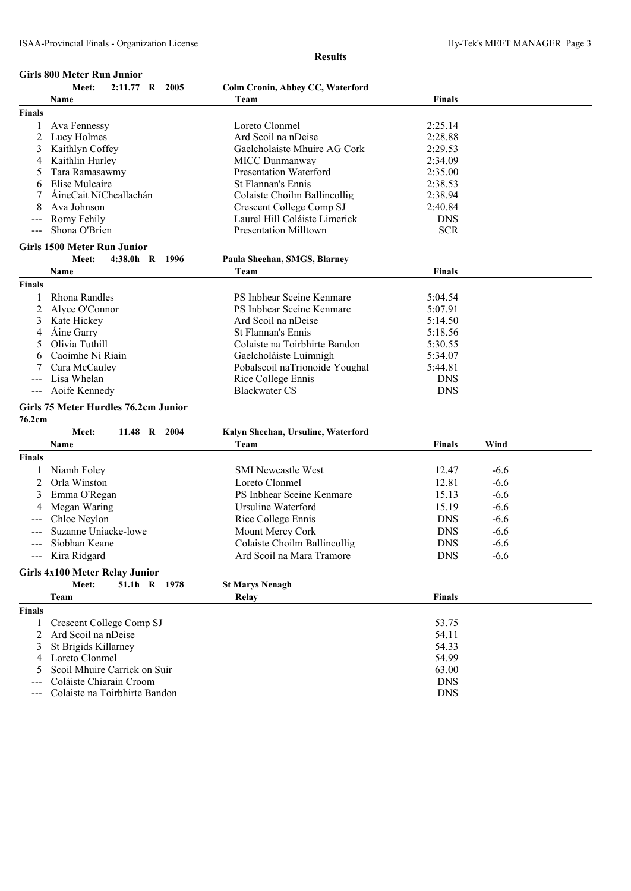## Results

### Girls 800 Meter Run Junior

**Meet: 2:11.77 R 2005 — Colm Cronin, Abbey CC, Waterford**

| | Name | Team | Finals |
|---|---|---|---|
| **Finals** | | | |
| 1 | Ava Fennessy | Loreto Clonmel | 2:25.14 |
| 2 | Lucy Holmes | Ard Scoil na nDeise | 2:28.88 |
| 3 | Kaithlyn Coffey | Gaelcholaiste Mhuire AG Cork | 2:29.53 |
| 4 | Kaithlin Hurley | MICC Dunmanway | 2:34.09 |
| 5 | Tara Ramasawmy | Presentation Waterford | 2:35.00 |
| 6 | Elise Mulcaire | St Flannan's Ennis | 2:38.53 |
| 7 | ÁineCait NíCheallachán | Colaiste Choilm Ballincollig | 2:38.94 |
| 8 | Ava Johnson | Crescent College Comp SJ | 2:40.84 |
| --- | Romy Fehily | Laurel Hill Coláiste Limerick | DNS |
| --- | Shona O'Brien | Presentation Milltown | SCR |

### Girls 1500 Meter Run Junior

**Meet: 4:38.0h R 1996 — Paula Sheehan, SMGS, Blarney**

| | Name | Team | Finals |
|---|---|---|---|
| **Finals** | | | |
| 1 | Rhona Randles | PS Inbhear Sceine Kenmare | 5:04.54 |
| 2 | Alyce O'Connor | PS Inbhear Sceine Kenmare | 5:07.91 |
| 3 | Kate Hickey | Ard Scoil na nDeise | 5:14.50 |
| 4 | Áine Garry | St Flannan's Ennis | 5:18.56 |
| 5 | Olivia Tuthill | Colaiste na Toirbhirte Bandon | 5:30.55 |
| 6 | Caoimhe Ní Riain | Gaelcholáiste Luimnigh | 5:34.07 |
| 7 | Cara McCauley | Pobalscoil naTrionoide Youghal | 5:44.81 |
| --- | Lisa Whelan | Rice College Ennis | DNS |
| --- | Aoife Kennedy | Blackwater CS | DNS |

### Girls 75 Meter Hurdles 76.2cm Junior

76.2cm

**Meet: 11.48 R 2004 — Kalyn Sheehan, Ursuline, Waterford**

| | Name | Team | Finals | Wind |
|---|---|---|---|---|
| **Finals** | | | | |
| 1 | Niamh Foley | SMI Newcastle West | 12.47 | -6.6 |
| 2 | Orla Winston | Loreto Clonmel | 12.81 | -6.6 |
| 3 | Emma O'Regan | PS Inbhear Sceine Kenmare | 15.13 | -6.6 |
| 4 | Megan Waring | Ursuline Waterford | 15.19 | -6.6 |
| --- | Chloe Neylon | Rice College Ennis | DNS | -6.6 |
| --- | Suzanne Uniacke-lowe | Mount Mercy Cork | DNS | -6.6 |
| --- | Siobhan Keane | Colaiste Choilm Ballincollig | DNS | -6.6 |
| --- | Kira Ridgard | Ard Scoil na Mara Tramore | DNS | -6.6 |

### Girls 4x100 Meter Relay Junior

**Meet: 51.1h R 1978 — St Marys Nenagh**

| | Team | Relay | Finals |
|---|---|---|---|
| **Finals** | | | |
| 1 | Crescent College Comp SJ | | 53.75 |
| 2 | Ard Scoil na nDeise | | 54.11 |
| 3 | St Brigids Killarney | | 54.33 |
| 4 | Loreto Clonmel | | 54.99 |
| 5 | Scoil Mhuire Carrick on Suir | | 63.00 |
| --- | Coláiste Chiarain Croom | | DNS |
| --- | Colaiste na Toirbhirte Bandon | | DNS |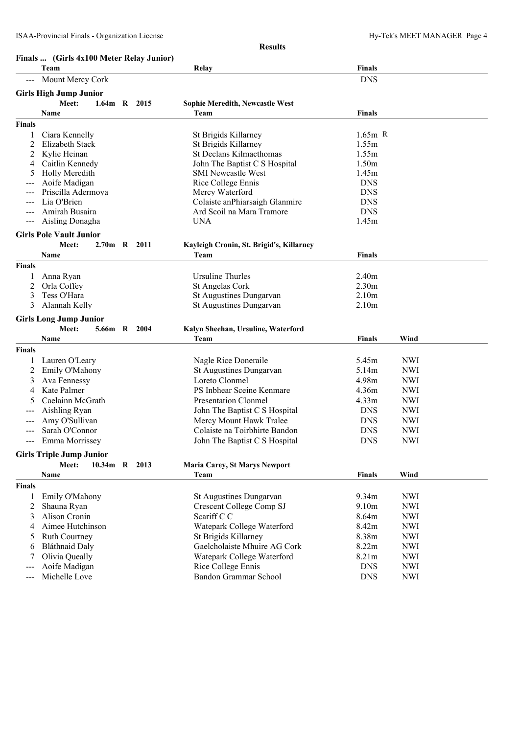**Results**

**Finals ... (Girls 4x100 Meter Relay Junior)**

| | Team | Relay | Finals |
|---|---|---|---|
| --- | Mount Mercy Cork | | DNS |

**Girls High Jump Junior**

Meet: 1.64m R 2015 — Sophie Meredith, Newcastle West

| | Name | Team | Finals |
|---|---|---|---|
| **Finals** | | | |
| 1 | Ciara Kennelly | St Brigids Killarney | 1.65m R |
| 2 | Elizabeth Stack | St Brigids Killarney | 1.55m |
| 2 | Kylie Heinan | St Declans Kilmacthomas | 1.55m |
| 4 | Caitlin Kennedy | John The Baptist C S Hospital | 1.50m |
| 5 | Holly Meredith | SMI Newcastle West | 1.45m |
| --- | Aoife Madigan | Rice College Ennis | DNS |
| --- | Priscilla Adermoya | Mercy Waterford | DNS |
| --- | Lia O'Brien | Colaiste anPhiarsaigh Glanmire | DNS |
| --- | Amirah Busaira | Ard Scoil na Mara Tramore | DNS |
| --- | Aisling Donagha | UNA | 1.45m |

**Girls Pole Vault Junior**

Meet: 2.70m R 2011 — Kayleigh Cronin, St. Brigid's, Killarney

| | Name | Team | Finals |
|---|---|---|---|
| **Finals** | | | |
| 1 | Anna Ryan | Ursuline Thurles | 2.40m |
| 2 | Orla Coffey | St Angelas Cork | 2.30m |
| 3 | Tess O'Hara | St Augustines Dungarvan | 2.10m |
| 3 | Alannah Kelly | St Augustines Dungarvan | 2.10m |

**Girls Long Jump Junior**

Meet: 5.66m R 2004 — Kalyn Sheehan, Ursuline, Waterford

| | Name | Team | Finals | Wind |
|---|---|---|---|---|
| **Finals** | | | | |
| 1 | Lauren O'Leary | Nagle Rice Doneraile | 5.45m | NWI |
| 2 | Emily O'Mahony | St Augustines Dungarvan | 5.14m | NWI |
| 3 | Ava Fennessy | Loreto Clonmel | 4.98m | NWI |
| 4 | Kate Palmer | PS Inbhear Sceine Kenmare | 4.36m | NWI |
| 5 | Caelainn McGrath | Presentation Clonmel | 4.33m | NWI |
| --- | Aishling Ryan | John The Baptist C S Hospital | DNS | NWI |
| --- | Amy O'Sullivan | Mercy Mount Hawk Tralee | DNS | NWI |
| --- | Sarah O'Connor | Colaiste na Toirbhirte Bandon | DNS | NWI |
| --- | Emma Morrissey | John The Baptist C S Hospital | DNS | NWI |

**Girls Triple Jump Junior**

Meet: 10.34m R 2013 — Maria Carey, St Marys Newport

| | Name | Team | Finals | Wind |
|---|---|---|---|---|
| **Finals** | | | | |
| 1 | Emily O'Mahony | St Augustines Dungarvan | 9.34m | NWI |
| 2 | Shauna Ryan | Crescent College Comp SJ | 9.10m | NWI |
| 3 | Alison Cronin | Scariff C C | 8.64m | NWI |
| 4 | Aimee Hutchinson | Watepark College Waterford | 8.42m | NWI |
| 5 | Ruth Courtney | St Brigids Killarney | 8.38m | NWI |
| 6 | Bláthnaid Daly | Gaelcholaiste Mhuire AG Cork | 8.22m | NWI |
| 7 | Olivia Queally | Watepark College Waterford | 8.21m | NWI |
| --- | Aoife Madigan | Rice College Ennis | DNS | NWI |
| --- | Michelle Love | Bandon Grammar School | DNS | NWI |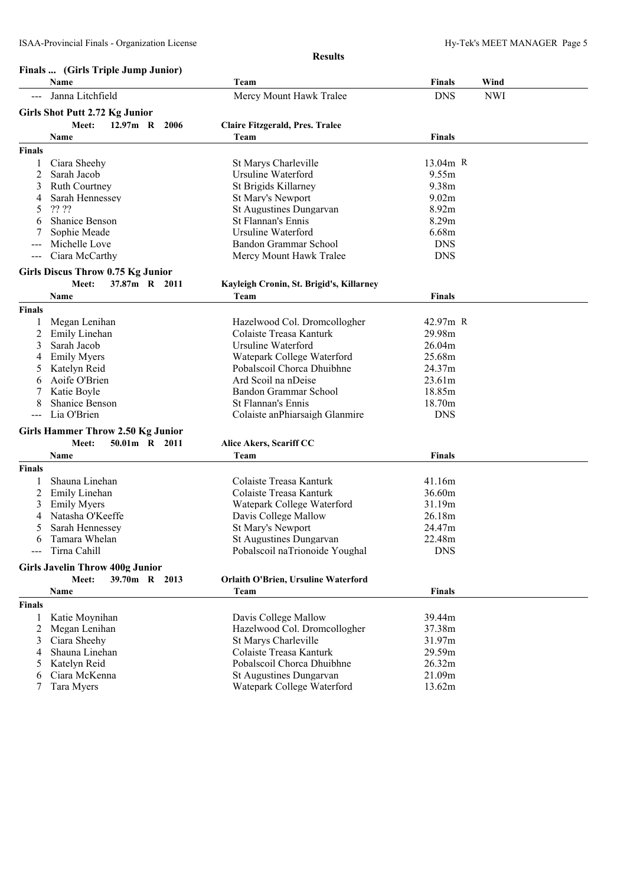**Results**

### Finals ... (Girls Triple Jump Junior)

| | Name | Team | Finals | Wind |
|---|---|---|---|---|
| --- | Janna Litchfield | Mercy Mount Hawk Tralee | DNS | NWI |

### Girls Shot Putt 2.72 Kg Junior

**Meet: 12.97m R 2006 — Claire Fitzgerald, Pres. Tralee**

**Finals**

| | Name | Team | Finals |
|---|---|---|---|
| 1 | Ciara Sheehy | St Marys Charleville | 13.04m R |
| 2 | Sarah Jacob | Ursuline Waterford | 9.55m |
| 3 | Ruth Courtney | St Brigids Killarney | 9.38m |
| 4 | Sarah Hennessey | St Mary's Newport | 9.02m |
| 5 | ?? ?? | St Augustines Dungarvan | 8.92m |
| 6 | Shanice Benson | St Flannan's Ennis | 8.29m |
| 7 | Sophie Meade | Ursuline Waterford | 6.68m |
| --- | Michelle Love | Bandon Grammar School | DNS |
| --- | Ciara McCarthy | Mercy Mount Hawk Tralee | DNS |

### Girls Discus Throw 0.75 Kg Junior

**Meet: 37.87m R 2011 — Kayleigh Cronin, St. Brigid's, Killarney**

**Finals**

| | Name | Team | Finals |
|---|---|---|---|
| 1 | Megan Lenihan | Hazelwood Col. Dromcollogher | 42.97m R |
| 2 | Emily Linehan | Colaiste Treasa Kanturk | 29.98m |
| 3 | Sarah Jacob | Ursuline Waterford | 26.04m |
| 4 | Emily Myers | Watepark College Waterford | 25.68m |
| 5 | Katelyn Reid | Pobalscoil Chorca Dhuibhne | 24.37m |
| 6 | Aoife O'Brien | Ard Scoil na nDeise | 23.61m |
| 7 | Katie Boyle | Bandon Grammar School | 18.85m |
| 8 | Shanice Benson | St Flannan's Ennis | 18.70m |
| --- | Lia O'Brien | Colaiste anPhiarsaigh Glanmire | DNS |

### Girls Hammer Throw 2.50 Kg Junior

**Meet: 50.01m R 2011 — Alice Akers, Scariff CC**

**Finals**

| | Name | Team | Finals |
|---|---|---|---|
| 1 | Shauna Linehan | Colaiste Treasa Kanturk | 41.16m |
| 2 | Emily Linehan | Colaiste Treasa Kanturk | 36.60m |
| 3 | Emily Myers | Watepark College Waterford | 31.19m |
| 4 | Natasha O'Keeffe | Davis College Mallow | 26.18m |
| 5 | Sarah Hennessey | St Mary's Newport | 24.47m |
| 6 | Tamara Whelan | St Augustines Dungarvan | 22.48m |
| --- | Tirna Cahill | Pobalscoil naTrionoide Youghal | DNS |

### Girls Javelin Throw 400g Junior

**Meet: 39.70m R 2013 — Orlaith O'Brien, Ursuline Waterford**

**Finals**

| | Name | Team | Finals |
|---|---|---|---|
| 1 | Katie Moynihan | Davis College Mallow | 39.44m |
| 2 | Megan Lenihan | Hazelwood Col. Dromcollogher | 37.38m |
| 3 | Ciara Sheehy | St Marys Charleville | 31.97m |
| 4 | Shauna Linehan | Colaiste Treasa Kanturk | 29.59m |
| 5 | Katelyn Reid | Pobalscoil Chorca Dhuibhne | 26.32m |
| 6 | Ciara McKenna | St Augustines Dungarvan | 21.09m |
| 7 | Tara Myers | Watepark College Waterford | 13.62m |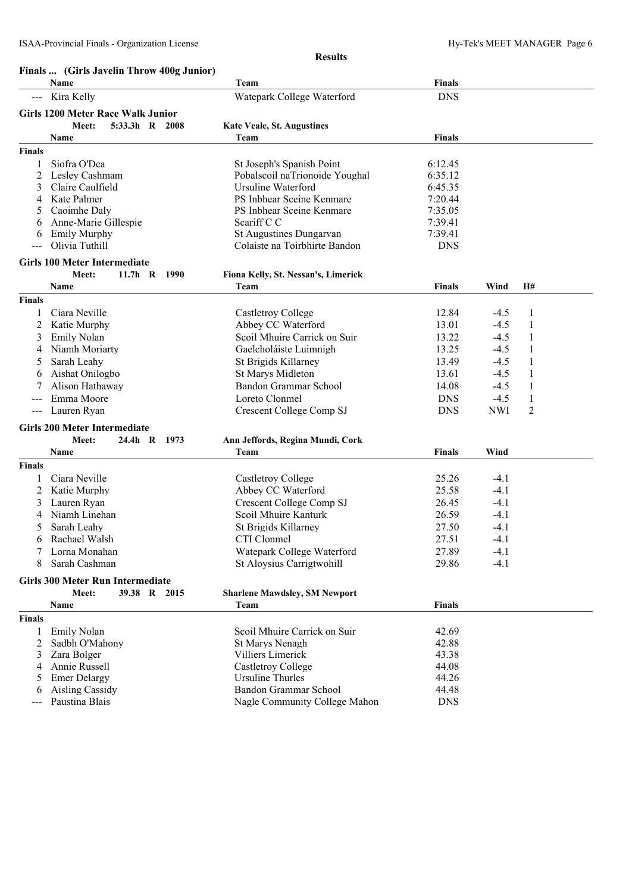**Results**

## Finals ... (Girls Javelin Throw 400g Junior)

| | Name | Team | Finals |
|---|---|---|---|
| --- | Kira Kelly | Watepark College Waterford | DNS |

## Girls 1200 Meter Race Walk Junior

Meet: 5:33.3h R 2008 Kate Veale, St. Augustines

| | Name | Team | Finals |
|---|---|---|---|
| **Finals** | | | |
| 1 | Siofra O'Dea | St Joseph's Spanish Point | 6:12.45 |
| 2 | Lesley Cashmam | Pobalscoil naTrionoide Youghal | 6:35.12 |
| 3 | Claire Caulfield | Ursuline Waterford | 6:45.35 |
| 4 | Kate Palmer | PS Inbhear Sceine Kenmare | 7:20.44 |
| 5 | Caoimhe Daly | PS Inbhear Sceine Kenmare | 7:35.05 |
| 6 | Anne-Marie Gillespie | Scariff C C | 7:39.41 |
| 6 | Emily Murphy | St Augustines Dungarvan | 7:39.41 |
| --- | Olivia Tuthill | Colaiste na Toirbhirte Bandon | DNS |

## Girls 100 Meter Intermediate

Meet: 11.7h R 1990 Fiona Kelly, St. Nessan's, Limerick

| | Name | Team | Finals | Wind | H# |
|---|---|---|---|---|---|
| **Finals** | | | | | |
| 1 | Ciara Neville | Castletroy College | 12.84 | -4.5 | 1 |
| 2 | Katie Murphy | Abbey CC Waterford | 13.01 | -4.5 | 1 |
| 3 | Emily Nolan | Scoil Mhuire Carrick on Suir | 13.22 | -4.5 | 1 |
| 4 | Niamh Moriarty | Gaelcholáiste Luimnigh | 13.25 | -4.5 | 1 |
| 5 | Sarah Leahy | St Brigids Killarney | 13.49 | -4.5 | 1 |
| 6 | Aishat Onilogbo | St Marys Midleton | 13.61 | -4.5 | 1 |
| 7 | Alison Hathaway | Bandon Grammar School | 14.08 | -4.5 | 1 |
| --- | Emma Moore | Loreto Clonmel | DNS | -4.5 | 1 |
| --- | Lauren Ryan | Crescent College Comp SJ | DNS | NWI | 2 |

## Girls 200 Meter Intermediate

Meet: 24.4h R 1973 Ann Jeffords, Regina Mundi, Cork

| | Name | Team | Finals | Wind |
|---|---|---|---|---|
| **Finals** | | | | |
| 1 | Ciara Neville | Castletroy College | 25.26 | -4.1 |
| 2 | Katie Murphy | Abbey CC Waterford | 25.58 | -4.1 |
| 3 | Lauren Ryan | Crescent College Comp SJ | 26.45 | -4.1 |
| 4 | Niamh Linehan | Scoil Mhuire Kanturk | 26.59 | -4.1 |
| 5 | Sarah Leahy | St Brigids Killarney | 27.50 | -4.1 |
| 6 | Rachael Walsh | CTI Clonmel | 27.51 | -4.1 |
| 7 | Lorna Monahan | Watepark College Waterford | 27.89 | -4.1 |
| 8 | Sarah Cashman | St Aloysius Carrigtwohill | 29.86 | -4.1 |

## Girls 300 Meter Run Intermediate

Meet: 39.38 R 2015 Sharlene Mawdsley, SM Newport

| | Name | Team | Finals |
|---|---|---|---|
| **Finals** | | | |
| 1 | Emily Nolan | Scoil Mhuire Carrick on Suir | 42.69 |
| 2 | Sadbh O'Mahony | St Marys Nenagh | 42.88 |
| 3 | Zara Bolger | Villiers Limerick | 43.38 |
| 4 | Annie Russell | Castletroy College | 44.08 |
| 5 | Emer Delargy | Ursuline Thurles | 44.26 |
| 6 | Aisling Cassidy | Bandon Grammar School | 44.48 |
| --- | Paustina Blais | Nagle Community College Mahon | DNS |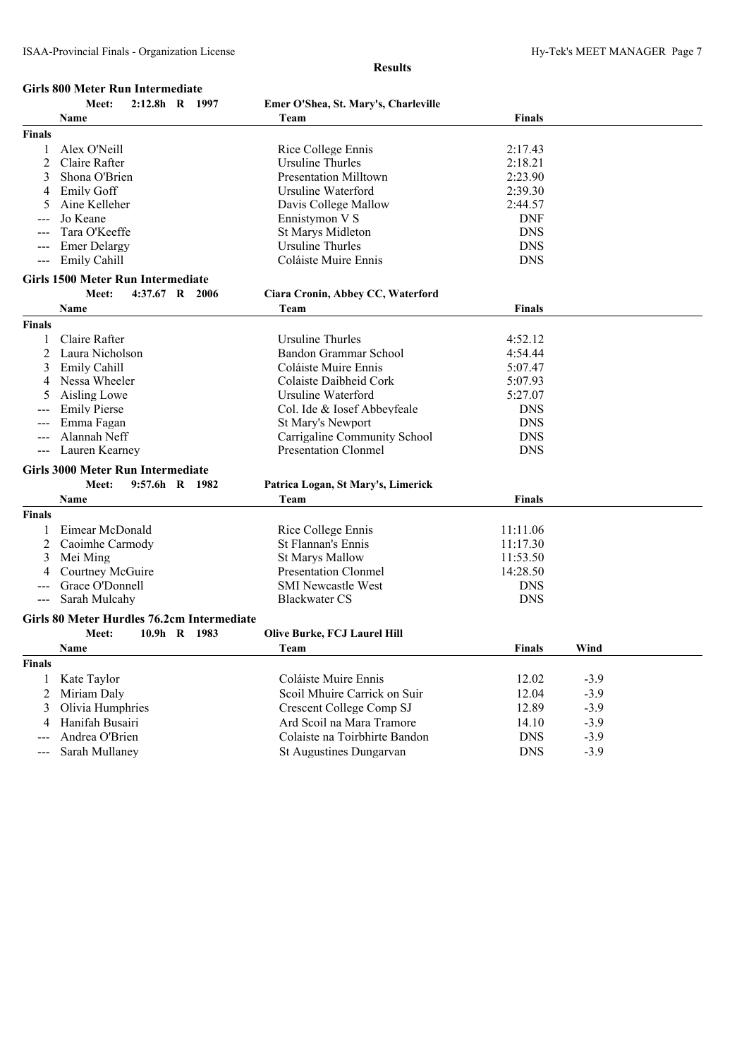**Results**

## Girls 800 Meter Run Intermediate

Meet: 2:12.8h R 1997 — Emer O'Shea, St. Mary's, Charleville

| | Name | Team | Finals |
|---|---|---|---|
| **Finals** | | | |
| 1 | Alex O'Neill | Rice College Ennis | 2:17.43 |
| 2 | Claire Rafter | Ursuline Thurles | 2:18.21 |
| 3 | Shona O'Brien | Presentation Milltown | 2:23.90 |
| 4 | Emily Goff | Ursuline Waterford | 2:39.30 |
| 5 | Aine Kelleher | Davis College Mallow | 2:44.57 |
| --- | Jo Keane | Ennistymon V S | DNF |
| --- | Tara O'Keeffe | St Marys Midleton | DNS |
| --- | Emer Delargy | Ursuline Thurles | DNS |
| --- | Emily Cahill | Coláiste Muire Ennis | DNS |

## Girls 1500 Meter Run Intermediate

Meet: 4:37.67 R 2006 — Ciara Cronin, Abbey CC, Waterford

| | Name | Team | Finals |
|---|---|---|---|
| **Finals** | | | |
| 1 | Claire Rafter | Ursuline Thurles | 4:52.12 |
| 2 | Laura Nicholson | Bandon Grammar School | 4:54.44 |
| 3 | Emily Cahill | Coláiste Muire Ennis | 5:07.47 |
| 4 | Nessa Wheeler | Colaiste Daibheid Cork | 5:07.93 |
| 5 | Aisling Lowe | Ursuline Waterford | 5:27.07 |
| --- | Emily Pierse | Col. Ide & Iosef Abbeyfeale | DNS |
| --- | Emma Fagan | St Mary's Newport | DNS |
| --- | Alannah Neff | Carrigaline Community School | DNS |
| --- | Lauren Kearney | Presentation Clonmel | DNS |

## Girls 3000 Meter Run Intermediate

Meet: 9:57.6h R 1982 — Patrica Logan, St Mary's, Limerick

| | Name | Team | Finals |
|---|---|---|---|
| **Finals** | | | |
| 1 | Eimear McDonald | Rice College Ennis | 11:11.06 |
| 2 | Caoimhe Carmody | St Flannan's Ennis | 11:17.30 |
| 3 | Mei Ming | St Marys Mallow | 11:53.50 |
| 4 | Courtney McGuire | Presentation Clonmel | 14:28.50 |
| --- | Grace O'Donnell | SMI Newcastle West | DNS |
| --- | Sarah Mulcahy | Blackwater CS | DNS |

## Girls 80 Meter Hurdles 76.2cm Intermediate

Meet: 10.9h R 1983 — Olive Burke, FCJ Laurel Hill

| | Name | Team | Finals | Wind |
|---|---|---|---|---|
| **Finals** | | | | |
| 1 | Kate Taylor | Coláiste Muire Ennis | 12.02 | -3.9 |
| 2 | Miriam Daly | Scoil Mhuire Carrick on Suir | 12.04 | -3.9 |
| 3 | Olivia Humphries | Crescent College Comp SJ | 12.89 | -3.9 |
| 4 | Hanifah Busairi | Ard Scoil na Mara Tramore | 14.10 | -3.9 |
| --- | Andrea O'Brien | Colaiste na Toirbhirte Bandon | DNS | -3.9 |
| --- | Sarah Mullaney | St Augustines Dungarvan | DNS | -3.9 |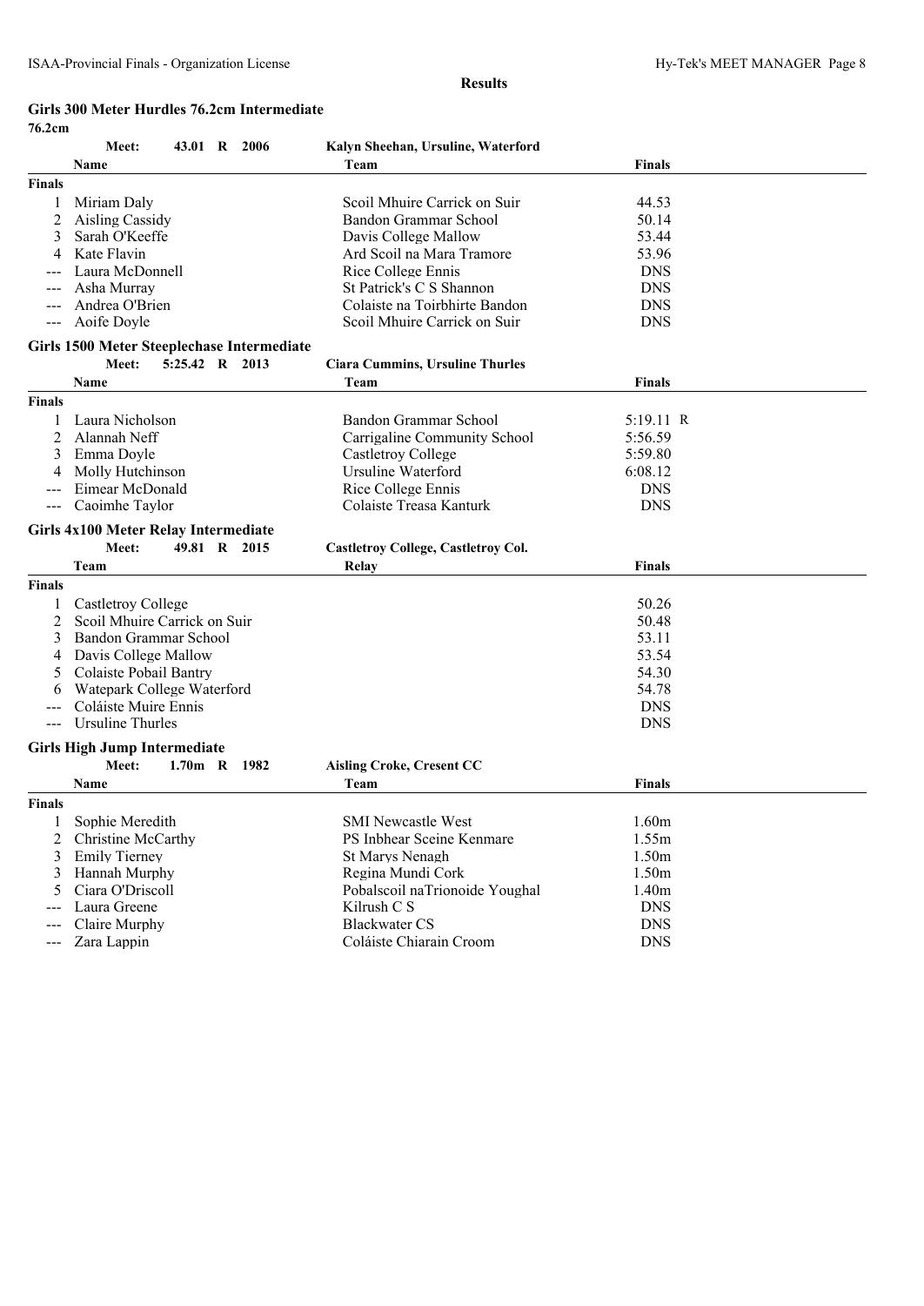**Results**

## Girls 300 Meter Hurdles 76.2cm Intermediate

**76.2cm**

**Meet: 43.01 R 2006 — Kalyn Sheehan, Ursuline, Waterford**

| | Name | Team | Finals |
|---|---|---|---|
| **Finals** | | | |
| 1 | Miriam Daly | Scoil Mhuire Carrick on Suir | 44.53 |
| 2 | Aisling Cassidy | Bandon Grammar School | 50.14 |
| 3 | Sarah O'Keeffe | Davis College Mallow | 53.44 |
| 4 | Kate Flavin | Ard Scoil na Mara Tramore | 53.96 |
| --- | Laura McDonnell | Rice College Ennis | DNS |
| --- | Asha Murray | St Patrick's C S Shannon | DNS |
| --- | Andrea O'Brien | Colaiste na Toirbhirte Bandon | DNS |
| --- | Aoife Doyle | Scoil Mhuire Carrick on Suir | DNS |

## Girls 1500 Meter Steeplechase Intermediate

**Meet: 5:25.42 R 2013 — Ciara Cummins, Ursuline Thurles**

| | Name | Team | Finals |
|---|---|---|---|
| **Finals** | | | |
| 1 | Laura Nicholson | Bandon Grammar School | 5:19.11 R |
| 2 | Alannah Neff | Carrigaline Community School | 5:56.59 |
| 3 | Emma Doyle | Castletroy College | 5:59.80 |
| 4 | Molly Hutchinson | Ursuline Waterford | 6:08.12 |
| --- | Eimear McDonald | Rice College Ennis | DNS |
| --- | Caoimhe Taylor | Colaiste Treasa Kanturk | DNS |

## Girls 4x100 Meter Relay Intermediate

**Meet: 49.81 R 2015 — Castletroy College, Castletroy Col.**

| | Team | Relay | Finals |
|---|---|---|---|
| **Finals** | | | |
| 1 | Castletroy College | | 50.26 |
| 2 | Scoil Mhuire Carrick on Suir | | 50.48 |
| 3 | Bandon Grammar School | | 53.11 |
| 4 | Davis College Mallow | | 53.54 |
| 5 | Colaiste Pobail Bantry | | 54.30 |
| 6 | Watepark College Waterford | | 54.78 |
| --- | Coláiste Muire Ennis | | DNS |
| --- | Ursuline Thurles | | DNS |

## Girls High Jump Intermediate

**Meet: 1.70m R 1982 — Aisling Croke, Cresent CC**

| | Name | Team | Finals |
|---|---|---|---|
| **Finals** | | | |
| 1 | Sophie Meredith | SMI Newcastle West | 1.60m |
| 2 | Christine McCarthy | PS Inbhear Sceine Kenmare | 1.55m |
| 3 | Emily Tierney | St Marys Nenagh | 1.50m |
| 3 | Hannah Murphy | Regina Mundi Cork | 1.50m |
| 5 | Ciara O'Driscoll | Pobalscoil naTrionoide Youghal | 1.40m |
| --- | Laura Greene | Kilrush C S | DNS |
| --- | Claire Murphy | Blackwater CS | DNS |
| --- | Zara Lappin | Coláiste Chiarain Croom | DNS |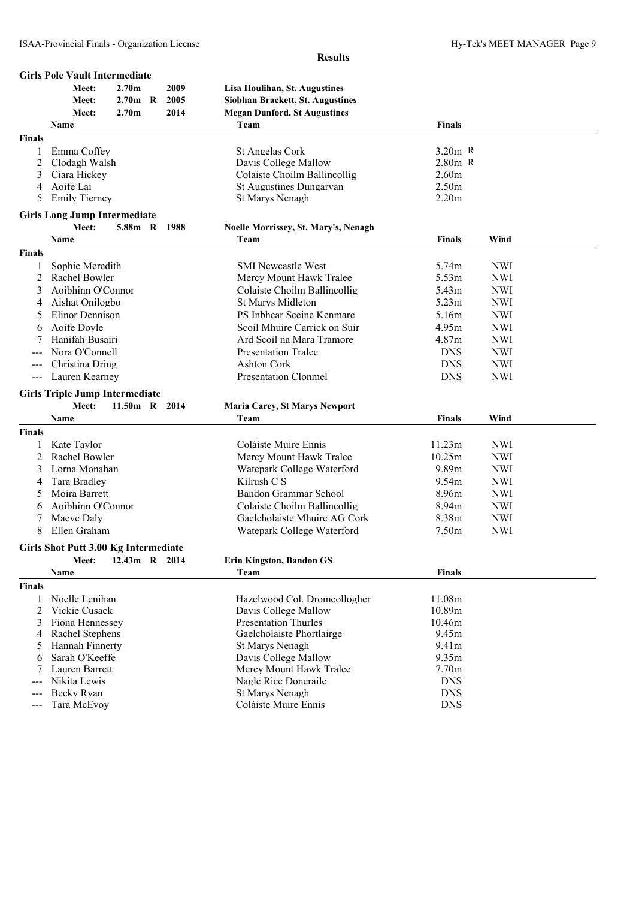**Results**

## Girls Pole Vault Intermediate

| | | | | |
|---|---|---|---|---|
| Meet: | 2.70m | | 2009 | Lisa Houlihan, St. Augustines |
| Meet: | 2.70m | R | 2005 | Siobhan Brackett, St. Augustines |
| Meet: | 2.70m | | 2014 | Megan Dunford, St Augustines |

**Finals**

| | Name | Team | Finals |
|---|---|---|---|
| 1 | Emma Coffey | St Angelas Cork | 3.20m R |
| 2 | Clodagh Walsh | Davis College Mallow | 2.80m R |
| 3 | Ciara Hickey | Colaiste Choilm Ballincollig | 2.60m |
| 4 | Aoife Lai | St Augustines Dungarvan | 2.50m |
| 5 | Emily Tierney | St Marys Nenagh | 2.20m |

## Girls Long Jump Intermediate

Meet: 5.88m R 1988 Noelle Morrissey, St. Mary's, Nenagh

**Finals**

| | Name | Team | Finals | Wind |
|---|---|---|---|---|
| 1 | Sophie Meredith | SMI Newcastle West | 5.74m | NWI |
| 2 | Rachel Bowler | Mercy Mount Hawk Tralee | 5.53m | NWI |
| 3 | Aoibhinn O'Connor | Colaiste Choilm Ballincollig | 5.43m | NWI |
| 4 | Aishat Onilogbo | St Marys Midleton | 5.23m | NWI |
| 5 | Elinor Dennison | PS Inbhear Sceine Kenmare | 5.16m | NWI |
| 6 | Aoife Doyle | Scoil Mhuire Carrick on Suir | 4.95m | NWI |
| 7 | Hanifah Busairi | Ard Scoil na Mara Tramore | 4.87m | NWI |
| --- | Nora O'Connell | Presentation Tralee | DNS | NWI |
| --- | Christina Dring | Ashton Cork | DNS | NWI |
| --- | Lauren Kearney | Presentation Clonmel | DNS | NWI |

## Girls Triple Jump Intermediate

Meet: 11.50m R 2014 Maria Carey, St Marys Newport

**Finals**

| | Name | Team | Finals | Wind |
|---|---|---|---|---|
| 1 | Kate Taylor | Coláiste Muire Ennis | 11.23m | NWI |
| 2 | Rachel Bowler | Mercy Mount Hawk Tralee | 10.25m | NWI |
| 3 | Lorna Monahan | Watepark College Waterford | 9.89m | NWI |
| 4 | Tara Bradley | Kilrush C S | 9.54m | NWI |
| 5 | Moira Barrett | Bandon Grammar School | 8.96m | NWI |
| 6 | Aoibhinn O'Connor | Colaiste Choilm Ballincollig | 8.94m | NWI |
| 7 | Maeve Daly | Gaelcholaiste Mhuire AG Cork | 8.38m | NWI |
| 8 | Ellen Graham | Watepark College Waterford | 7.50m | NWI |

## Girls Shot Putt 3.00 Kg Intermediate

Meet: 12.43m R 2014 Erin Kingston, Bandon GS

**Finals**

| | Name | Team | Finals |
|---|---|---|---|
| 1 | Noelle Lenihan | Hazelwood Col. Dromcollogher | 11.08m |
| 2 | Vickie Cusack | Davis College Mallow | 10.89m |
| 3 | Fiona Hennessey | Presentation Thurles | 10.46m |
| 4 | Rachel Stephens | Gaelcholaiste Phortlairge | 9.45m |
| 5 | Hannah Finnerty | St Marys Nenagh | 9.41m |
| 6 | Sarah O'Keeffe | Davis College Mallow | 9.35m |
| 7 | Lauren Barrett | Mercy Mount Hawk Tralee | 7.70m |
| --- | Nikita Lewis | Nagle Rice Doneraile | DNS |
| --- | Becky Ryan | St Marys Nenagh | DNS |
| --- | Tara McEvoy | Coláiste Muire Ennis | DNS |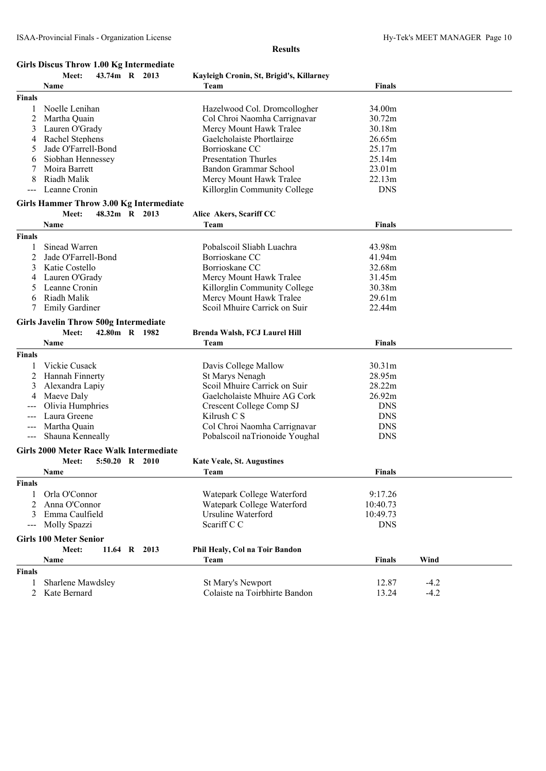## Results

### Girls Discus Throw 1.00 Kg Intermediate

Meet: 43.74m R 2013 — Kayleigh Cronin, St, Brigid's, Killarney

| | Name | Team | Finals |
|---|---|---|---|
| **Finals** | | | |
| 1 | Noelle Lenihan | Hazelwood Col. Dromcollogher | 34.00m |
| 2 | Martha Quain | Col Chroi Naomha Carrignavar | 30.72m |
| 3 | Lauren O'Grady | Mercy Mount Hawk Tralee | 30.18m |
| 4 | Rachel Stephens | Gaelcholaiste Phortlairge | 26.65m |
| 5 | Jade O'Farrell-Bond | Borrioskane CC | 25.17m |
| 6 | Siobhan Hennessey | Presentation Thurles | 25.14m |
| 7 | Moira Barrett | Bandon Grammar School | 23.01m |
| 8 | Riadh Malik | Mercy Mount Hawk Tralee | 22.13m |
| --- | Leanne Cronin | Killorglin Community College | DNS |

### Girls Hammer Throw 3.00 Kg Intermediate

Meet: 48.32m R 2013 — Alice Akers, Scariff CC

| | Name | Team | Finals |
|---|---|---|---|
| **Finals** | | | |
| 1 | Sinead Warren | Pobalscoil Sliabh Luachra | 43.98m |
| 2 | Jade O'Farrell-Bond | Borrioskane CC | 41.94m |
| 3 | Katie Costello | Borrioskane CC | 32.68m |
| 4 | Lauren O'Grady | Mercy Mount Hawk Tralee | 31.45m |
| 5 | Leanne Cronin | Killorglin Community College | 30.38m |
| 6 | Riadh Malik | Mercy Mount Hawk Tralee | 29.61m |
| 7 | Emily Gardiner | Scoil Mhuire Carrick on Suir | 22.44m |

### Girls Javelin Throw 500g Intermediate

Meet: 42.80m R 1982 — Brenda Walsh, FCJ Laurel Hill

| | Name | Team | Finals |
|---|---|---|---|
| **Finals** | | | |
| 1 | Vickie Cusack | Davis College Mallow | 30.31m |
| 2 | Hannah Finnerty | St Marys Nenagh | 28.95m |
| 3 | Alexandra Lapiy | Scoil Mhuire Carrick on Suir | 28.22m |
| 4 | Maeve Daly | Gaelcholaiste Mhuire AG Cork | 26.92m |
| --- | Olivia Humphries | Crescent College Comp SJ | DNS |
| --- | Laura Greene | Kilrush C S | DNS |
| --- | Martha Quain | Col Chroi Naomha Carrignavar | DNS |
| --- | Shauna Kenneally | Pobalscoil naTrionoide Youghal | DNS |

### Girls 2000 Meter Race Walk Intermediate

Meet: 5:50.20 R 2010 — Kate Veale, St. Augustines

| | Name | Team | Finals |
|---|---|---|---|
| **Finals** | | | |
| 1 | Orla O'Connor | Watepark College Waterford | 9:17.26 |
| 2 | Anna O'Connor | Watepark College Waterford | 10:40.73 |
| 3 | Emma Caulfield | Ursuline Waterford | 10:49.73 |
| --- | Molly Spazzi | Scariff C C | DNS |

### Girls 100 Meter Senior

Meet: 11.64 R 2013 — Phil Healy, Col na Toir Bandon

| | Name | Team | Finals | Wind |
|---|---|---|---|---|
| **Finals** | | | | |
| 1 | Sharlene Mawdsley | St Mary's Newport | 12.87 | -4.2 |
| 2 | Kate Bernard | Colaiste na Toirbhirte Bandon | 13.24 | -4.2 |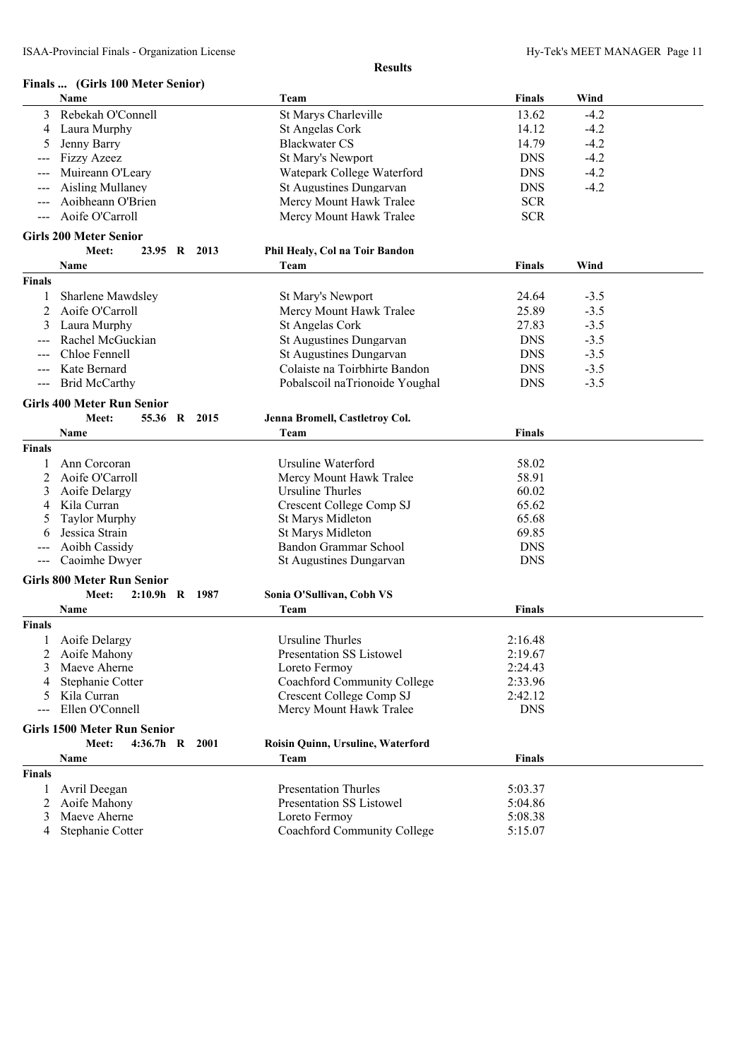**Results**

### Finals ... (Girls 100 Meter Senior)

| | Name | Team | Finals | Wind |
|---|---|---|---|---|
| 3 | Rebekah O'Connell | St Marys Charleville | 13.62 | -4.2 |
| 4 | Laura Murphy | St Angelas Cork | 14.12 | -4.2 |
| 5 | Jenny Barry | Blackwater CS | 14.79 | -4.2 |
| --- | Fizzy Azeez | St Mary's Newport | DNS | -4.2 |
| --- | Muireann O'Leary | Watepark College Waterford | DNS | -4.2 |
| --- | Aisling Mullaney | St Augustines Dungarvan | DNS | -4.2 |
| --- | Aoibheann O'Brien | Mercy Mount Hawk Tralee | SCR | |
| --- | Aoife O'Carroll | Mercy Mount Hawk Tralee | SCR | |

### Girls 200 Meter Senior

**Meet: 23.95 R 2013** — Phil Healy, Col na Toir Bandon

**Finals**

| | Name | Team | Finals | Wind |
|---|---|---|---|---|
| 1 | Sharlene Mawdsley | St Mary's Newport | 24.64 | -3.5 |
| 2 | Aoife O'Carroll | Mercy Mount Hawk Tralee | 25.89 | -3.5 |
| 3 | Laura Murphy | St Angelas Cork | 27.83 | -3.5 |
| --- | Rachel McGuckian | St Augustines Dungarvan | DNS | -3.5 |
| --- | Chloe Fennell | St Augustines Dungarvan | DNS | -3.5 |
| --- | Kate Bernard | Colaiste na Toirbhirte Bandon | DNS | -3.5 |
| --- | Brid McCarthy | Pobalscoil naTrionoide Youghal | DNS | -3.5 |

### Girls 400 Meter Run Senior

**Meet: 55.36 R 2015** — Jenna Bromell, Castletroy Col.

**Finals**

| | Name | Team | Finals |
|---|---|---|---|
| 1 | Ann Corcoran | Ursuline Waterford | 58.02 |
| 2 | Aoife O'Carroll | Mercy Mount Hawk Tralee | 58.91 |
| 3 | Aoife Delargy | Ursuline Thurles | 60.02 |
| 4 | Kila Curran | Crescent College Comp SJ | 65.62 |
| 5 | Taylor Murphy | St Marys Midleton | 65.68 |
| 6 | Jessica Strain | St Marys Midleton | 69.85 |
| --- | Aoibh Cassidy | Bandon Grammar School | DNS |
| --- | Caoimhe Dwyer | St Augustines Dungarvan | DNS |

### Girls 800 Meter Run Senior

**Meet: 2:10.9h R 1987** — Sonia O'Sullivan, Cobh VS

**Finals**

| | Name | Team | Finals |
|---|---|---|---|
| 1 | Aoife Delargy | Ursuline Thurles | 2:16.48 |
| 2 | Aoife Mahony | Presentation SS Listowel | 2:19.67 |
| 3 | Maeve Aherne | Loreto Fermoy | 2:24.43 |
| 4 | Stephanie Cotter | Coachford Community College | 2:33.96 |
| 5 | Kila Curran | Crescent College Comp SJ | 2:42.12 |
| --- | Ellen O'Connell | Mercy Mount Hawk Tralee | DNS |

### Girls 1500 Meter Run Senior

**Meet: 4:36.7h R 2001** — Roisin Quinn, Ursuline, Waterford

**Finals**

| | Name | Team | Finals |
|---|---|---|---|
| 1 | Avril Deegan | Presentation Thurles | 5:03.37 |
| 2 | Aoife Mahony | Presentation SS Listowel | 5:04.86 |
| 3 | Maeve Aherne | Loreto Fermoy | 5:08.38 |
| 4 | Stephanie Cotter | Coachford Community College | 5:15.07 |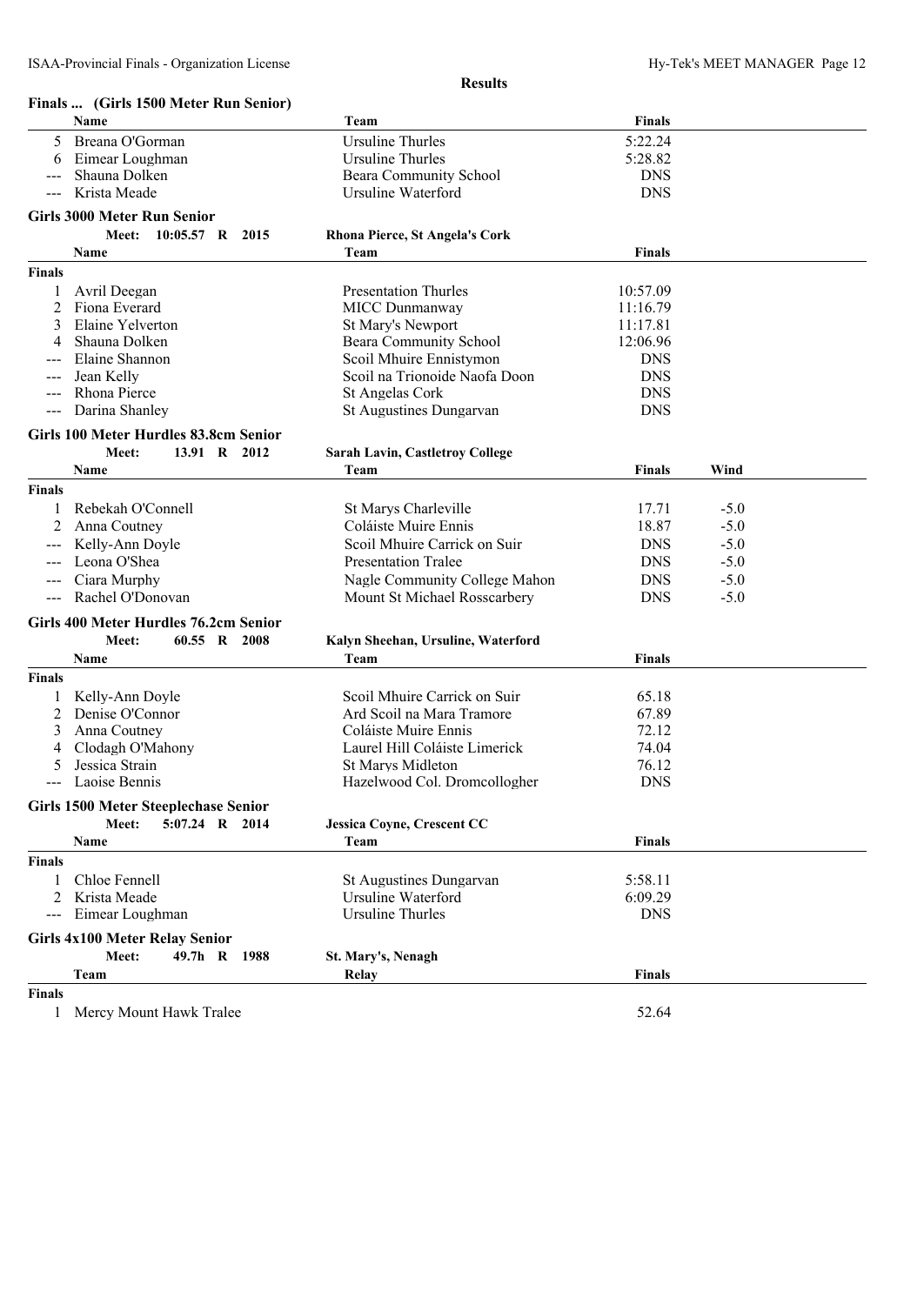## Results

### Finals ... (Girls 1500 Meter Run Senior)

| | Name | Team | Finals |
|---|---|---|---|
| 5 | Breana O'Gorman | Ursuline Thurles | 5:22.24 |
| 6 | Eimear Loughman | Ursuline Thurles | 5:28.82 |
| --- | Shauna Dolken | Beara Community School | DNS |
| --- | Krista Meade | Ursuline Waterford | DNS |

### Girls 3000 Meter Run Senior

**Meet: 10:05.57 R 2015 — Rhona Pierce, St Angela's Cork**

| | Name | Team | Finals |
|---|---|---|---|
| **Finals** | | | |
| 1 | Avril Deegan | Presentation Thurles | 10:57.09 |
| 2 | Fiona Everard | MICC Dunmanway | 11:16.79 |
| 3 | Elaine Yelverton | St Mary's Newport | 11:17.81 |
| 4 | Shauna Dolken | Beara Community School | 12:06.96 |
| --- | Elaine Shannon | Scoil Mhuire Ennistymon | DNS |
| --- | Jean Kelly | Scoil na Trionoide Naofa Doon | DNS |
| --- | Rhona Pierce | St Angelas Cork | DNS |
| --- | Darina Shanley | St Augustines Dungarvan | DNS |

### Girls 100 Meter Hurdles 83.8cm Senior

**Meet: 13.91 R 2012 — Sarah Lavin, Castletroy College**

| | Name | Team | Finals | Wind |
|---|---|---|---|---|
| **Finals** | | | | |
| 1 | Rebekah O'Connell | St Marys Charleville | 17.71 | -5.0 |
| 2 | Anna Coutney | Coláiste Muire Ennis | 18.87 | -5.0 |
| --- | Kelly-Ann Doyle | Scoil Mhuire Carrick on Suir | DNS | -5.0 |
| --- | Leona O'Shea | Presentation Tralee | DNS | -5.0 |
| --- | Ciara Murphy | Nagle Community College Mahon | DNS | -5.0 |
| --- | Rachel O'Donovan | Mount St Michael Rosscarbery | DNS | -5.0 |

### Girls 400 Meter Hurdles 76.2cm Senior

**Meet: 60.55 R 2008 — Kalyn Sheehan, Ursuline, Waterford**

| | Name | Team | Finals |
|---|---|---|---|
| **Finals** | | | |
| 1 | Kelly-Ann Doyle | Scoil Mhuire Carrick on Suir | 65.18 |
| 2 | Denise O'Connor | Ard Scoil na Mara Tramore | 67.89 |
| 3 | Anna Coutney | Coláiste Muire Ennis | 72.12 |
| 4 | Clodagh O'Mahony | Laurel Hill Coláiste Limerick | 74.04 |
| 5 | Jessica Strain | St Marys Midleton | 76.12 |
| --- | Laoise Bennis | Hazelwood Col. Dromcollogher | DNS |

### Girls 1500 Meter Steeplechase Senior

**Meet: 5:07.24 R 2014 — Jessica Coyne, Crescent CC**

| | Name | Team | Finals |
|---|---|---|---|
| **Finals** | | | |
| 1 | Chloe Fennell | St Augustines Dungarvan | 5:58.11 |
| 2 | Krista Meade | Ursuline Waterford | 6:09.29 |
| --- | Eimear Loughman | Ursuline Thurles | DNS |

### Girls 4x100 Meter Relay Senior

**Meet: 49.7h R 1988 — St. Mary's, Nenagh**

| | Team | Relay | Finals |
|---|---|---|---|
| **Finals** | | | |
| 1 | Mercy Mount Hawk Tralee | | 52.64 |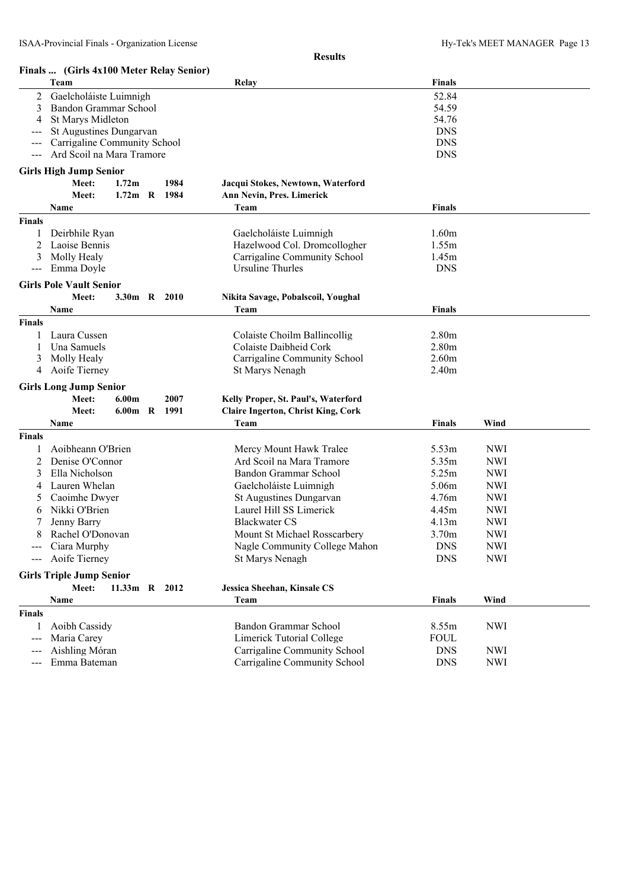**Results**

### Finals ... (Girls 4x100 Meter Relay Senior)

| | Team | Relay | Finals |
|---|---|---|---|
| 2 | Gaelcholáiste Luimnigh | | 52.84 |
| 3 | Bandon Grammar School | | 54.59 |
| 4 | St Marys Midleton | | 54.76 |
| --- | St Augustines Dungarvan | | DNS |
| --- | Carrigaline Community School | | DNS |
| --- | Ard Scoil na Mara Tramore | | DNS |

### Girls High Jump Senior

**Meet: 1.72m 1984 Jacqui Stokes, Newtown, Waterford**
**Meet: 1.72m R 1984 Ann Nevin, Pres. Limerick**

| | Name | Team | Finals |
|---|---|---|---|
| **Finals** | | | |
| 1 | Deirbhile Ryan | Gaelcholáiste Luimnigh | 1.60m |
| 2 | Laoise Bennis | Hazelwood Col. Dromcollogher | 1.55m |
| 3 | Molly Healy | Carrigaline Community School | 1.45m |
| --- | Emma Doyle | Ursuline Thurles | DNS |

### Girls Pole Vault Senior

**Meet: 3.30m R 2010 Nikita Savage, Pobalscoil, Youghal**

| | Name | Team | Finals |
|---|---|---|---|
| **Finals** | | | |
| 1 | Laura Cussen | Colaiste Choilm Ballincollig | 2.80m |
| 1 | Una Samuels | Colaiste Daibheid Cork | 2.80m |
| 3 | Molly Healy | Carrigaline Community School | 2.60m |
| 4 | Aoife Tierney | St Marys Nenagh | 2.40m |

### Girls Long Jump Senior

**Meet: 6.00m 2007 Kelly Proper, St. Paul's, Waterford**
**Meet: 6.00m R 1991 Claire Ingerton, Christ King, Cork**

| | Name | Team | Finals | Wind |
|---|---|---|---|---|
| **Finals** | | | | |
| 1 | Aoibheann O'Brien | Mercy Mount Hawk Tralee | 5.53m | NWI |
| 2 | Denise O'Connor | Ard Scoil na Mara Tramore | 5.35m | NWI |
| 3 | Ella Nicholson | Bandon Grammar School | 5.25m | NWI |
| 4 | Lauren Whelan | Gaelcholáiste Luimnigh | 5.06m | NWI |
| 5 | Caoimhe Dwyer | St Augustines Dungarvan | 4.76m | NWI |
| 6 | Nikki O'Brien | Laurel Hill SS Limerick | 4.45m | NWI |
| 7 | Jenny Barry | Blackwater CS | 4.13m | NWI |
| 8 | Rachel O'Donovan | Mount St Michael Rosscarbery | 3.70m | NWI |
| --- | Ciara Murphy | Nagle Community College Mahon | DNS | NWI |
| --- | Aoife Tierney | St Marys Nenagh | DNS | NWI |

### Girls Triple Jump Senior

**Meet: 11.33m R 2012 Jessica Sheehan, Kinsale CS**

| | Name | Team | Finals | Wind |
|---|---|---|---|---|
| **Finals** | | | | |
| 1 | Aoibh Cassidy | Bandon Grammar School | 8.55m | NWI |
| --- | Maria Carey | Limerick Tutorial College | FOUL | |
| --- | Aishling Móran | Carrigaline Community School | DNS | NWI |
| --- | Emma Bateman | Carrigaline Community School | DNS | NWI |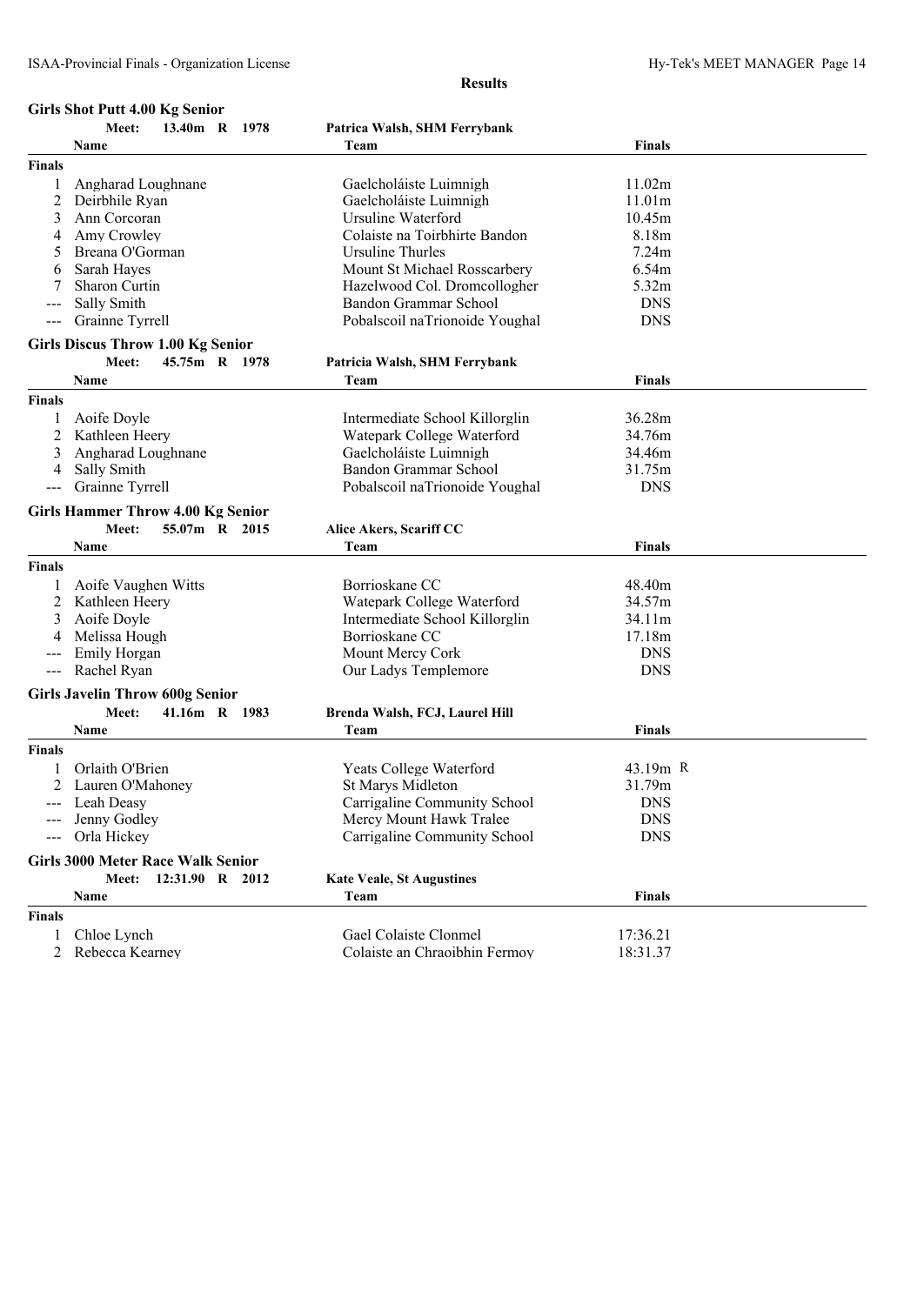**Results**

## Girls Shot Putt 4.00 Kg Senior

**Meet: 13.40m R 1978 — Patrica Walsh, SHM Ferrybank**

| | Name | Team | Finals |
|---|---|---|---|
| **Finals** | | | |
| 1 | Angharad Loughnane | Gaelcholáiste Luimnigh | 11.02m |
| 2 | Deirbhile Ryan | Gaelcholáiste Luimnigh | 11.01m |
| 3 | Ann Corcoran | Ursuline Waterford | 10.45m |
| 4 | Amy Crowley | Colaiste na Toirbhirte Bandon | 8.18m |
| 5 | Breana O'Gorman | Ursuline Thurles | 7.24m |
| 6 | Sarah Hayes | Mount St Michael Rosscarbery | 6.54m |
| 7 | Sharon Curtin | Hazelwood Col. Dromcollogher | 5.32m |
| --- | Sally Smith | Bandon Grammar School | DNS |
| --- | Grainne Tyrrell | Pobalscoil naTrionoide Youghal | DNS |

## Girls Discus Throw 1.00 Kg Senior

**Meet: 45.75m R 1978 — Patrica Walsh, SHM Ferrybank**

| | Name | Team | Finals |
|---|---|---|---|
| **Finals** | | | |
| 1 | Aoife Doyle | Intermediate School Killorglin | 36.28m |
| 2 | Kathleen Heery | Watepark College Waterford | 34.76m |
| 3 | Angharad Loughnane | Gaelcholáiste Luimnigh | 34.46m |
| 4 | Sally Smith | Bandon Grammar School | 31.75m |
| --- | Grainne Tyrrell | Pobalscoil naTrionoide Youghal | DNS |

## Girls Hammer Throw 4.00 Kg Senior

**Meet: 55.07m R 2015 — Alice Akers, Scariff CC**

| | Name | Team | Finals |
|---|---|---|---|
| **Finals** | | | |
| 1 | Aoife Vaughen Witts | Borrioskane CC | 48.40m |
| 2 | Kathleen Heery | Watepark College Waterford | 34.57m |
| 3 | Aoife Doyle | Intermediate School Killorglin | 34.11m |
| 4 | Melissa Hough | Borrioskane CC | 17.18m |
| --- | Emily Horgan | Mount Mercy Cork | DNS |
| --- | Rachel Ryan | Our Ladys Templemore | DNS |

## Girls Javelin Throw 600g Senior

**Meet: 41.16m R 1983 — Brenda Walsh, FCJ, Laurel Hill**

| | Name | Team | Finals |
|---|---|---|---|
| **Finals** | | | |
| 1 | Orlaith O'Brien | Yeats College Waterford | 43.19m R |
| 2 | Lauren O'Mahoney | St Marys Midleton | 31.79m |
| --- | Leah Deasy | Carrigaline Community School | DNS |
| --- | Jenny Godley | Mercy Mount Hawk Tralee | DNS |
| --- | Orla Hickey | Carrigaline Community School | DNS |

## Girls 3000 Meter Race Walk Senior

**Meet: 12:31.90 R 2012 — Kate Veale, St Augustines**

| | Name | Team | Finals |
|---|---|---|---|
| **Finals** | | | |
| 1 | Chloe Lynch | Gael Colaiste Clonmel | 17:36.21 |
| 2 | Rebecca Kearney | Colaiste an Chraoibhin Fermoy | 18:31.37 |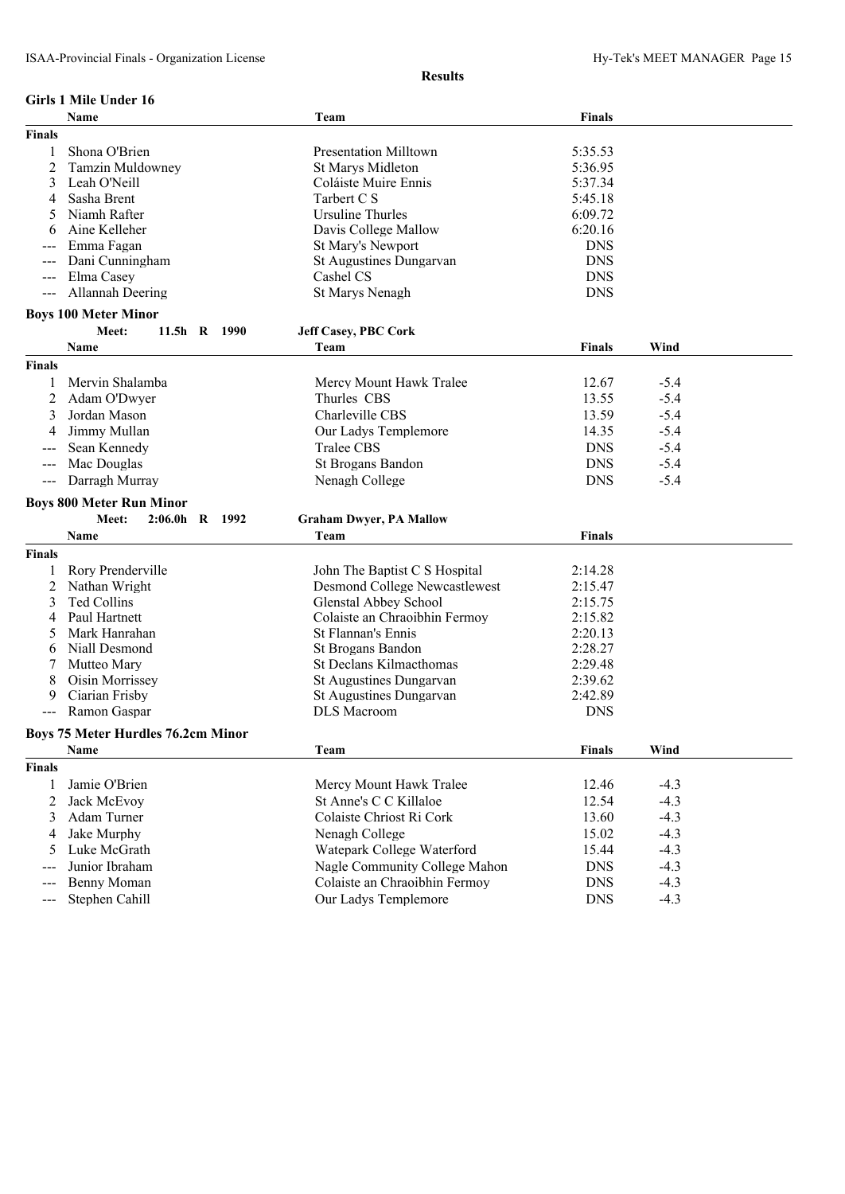**Results**

## Girls 1 Mile Under 16

| | Name | Team | Finals |
|---|---|---|---|
| **Finals** | | | |
| 1 | Shona O'Brien | Presentation Milltown | 5:35.53 |
| 2 | Tamzin Muldowney | St Marys Midleton | 5:36.95 |
| 3 | Leah O'Neill | Coláiste Muire Ennis | 5:37.34 |
| 4 | Sasha Brent | Tarbert C S | 5:45.18 |
| 5 | Niamh Rafter | Ursuline Thurles | 6:09.72 |
| 6 | Aine Kelleher | Davis College Mallow | 6:20.16 |
| --- | Emma Fagan | St Mary's Newport | DNS |
| --- | Dani Cunningham | St Augustines Dungarvan | DNS |
| --- | Elma Casey | Cashel CS | DNS |
| --- | Allannah Deering | St Marys Nenagh | DNS |

## Boys 100 Meter Minor

Meet: 11.5h R 1990 Jeff Casey, PBC Cork

| | Name | Team | Finals | Wind |
|---|---|---|---|---|
| **Finals** | | | | |
| 1 | Mervin Shalamba | Mercy Mount Hawk Tralee | 12.67 | -5.4 |
| 2 | Adam O'Dwyer | Thurles CBS | 13.55 | -5.4 |
| 3 | Jordan Mason | Charleville CBS | 13.59 | -5.4 |
| 4 | Jimmy Mullan | Our Ladys Templemore | 14.35 | -5.4 |
| --- | Sean Kennedy | Tralee CBS | DNS | -5.4 |
| --- | Mac Douglas | St Brogans Bandon | DNS | -5.4 |
| --- | Darragh Murray | Nenagh College | DNS | -5.4 |

## Boys 800 Meter Run Minor

Meet: 2:06.0h R 1992 Graham Dwyer, PA Mallow

| | Name | Team | Finals |
|---|---|---|---|
| **Finals** | | | |
| 1 | Rory Prenderville | John The Baptist C S Hospital | 2:14.28 |
| 2 | Nathan Wright | Desmond College Newcastlewest | 2:15.47 |
| 3 | Ted Collins | Glenstal Abbey School | 2:15.75 |
| 4 | Paul Hartnett | Colaiste an Chraoibhin Fermoy | 2:15.82 |
| 5 | Mark Hanrahan | St Flannan's Ennis | 2:20.13 |
| 6 | Niall Desmond | St Brogans Bandon | 2:28.27 |
| 7 | Mutteo Mary | St Declans Kilmacthomas | 2:29.48 |
| 8 | Oisin Morrissey | St Augustines Dungarvan | 2:39.62 |
| 9 | Ciarian Frisby | St Augustines Dungarvan | 2:42.89 |
| --- | Ramon Gaspar | DLS Macroom | DNS |

## Boys 75 Meter Hurdles 76.2cm Minor

| | Name | Team | Finals | Wind |
|---|---|---|---|---|
| **Finals** | | | | |
| 1 | Jamie O'Brien | Mercy Mount Hawk Tralee | 12.46 | -4.3 |
| 2 | Jack McEvoy | St Anne's C C Killaloe | 12.54 | -4.3 |
| 3 | Adam Turner | Colaiste Chriost Ri Cork | 13.60 | -4.3 |
| 4 | Jake Murphy | Nenagh College | 15.02 | -4.3 |
| 5 | Luke McGrath | Watepark College Waterford | 15.44 | -4.3 |
| --- | Junior Ibraham | Nagle Community College Mahon | DNS | -4.3 |
| --- | Benny Moman | Colaiste an Chraoibhin Fermoy | DNS | -4.3 |
| --- | Stephen Cahill | Our Ladys Templemore | DNS | -4.3 |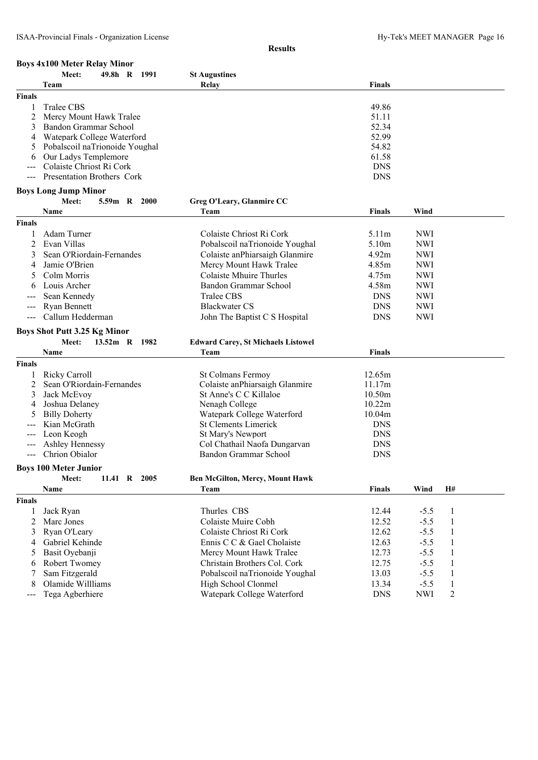**Results**

## Boys 4x100 Meter Relay Minor

Meet: 49.8h R 1991 St Augustines

| | Team | Relay | Finals |
|---|---|---|---|
| **Finals** | | | |
| 1 | Tralee CBS | | 49.86 |
| 2 | Mercy Mount Hawk Tralee | | 51.11 |
| 3 | Bandon Grammar School | | 52.34 |
| 4 | Watepark College Waterford | | 52.99 |
| 5 | Pobalscoil naTrionoide Youghal | | 54.82 |
| 6 | Our Ladys Templemore | | 61.58 |
| --- | Colaiste Chriost Ri Cork | | DNS |
| --- | Presentation Brothers Cork | | DNS |

## Boys Long Jump Minor

Meet: 5.59m R 2000 Greg O'Leary, Glanmire CC

| | Name | Team | Finals | Wind |
|---|---|---|---|---|
| **Finals** | | | | |
| 1 | Adam Turner | Colaiste Chriost Ri Cork | 5.11m | NWI |
| 2 | Evan Villas | Pobalscoil naTrionoide Youghal | 5.10m | NWI |
| 3 | Sean O'Riordain-Fernandes | Colaiste anPhiarsaigh Glanmire | 4.92m | NWI |
| 4 | Jamie O'Brien | Mercy Mount Hawk Tralee | 4.85m | NWI |
| 5 | Colm Morris | Colaiste Mhuire Thurles | 4.75m | NWI |
| 6 | Louis Archer | Bandon Grammar School | 4.58m | NWI |
| --- | Sean Kennedy | Tralee CBS | DNS | NWI |
| --- | Ryan Bennett | Blackwater CS | DNS | NWI |
| --- | Callum Hedderman | John The Baptist C S Hospital | DNS | NWI |

## Boys Shot Putt 3.25 Kg Minor

Meet: 13.52m R 1982 Edward Carey, St Michaels Listowel

| | Name | Team | Finals |
|---|---|---|---|
| **Finals** | | | |
| 1 | Ricky Carroll | St Colmans Fermoy | 12.65m |
| 2 | Sean O'Riordain-Fernandes | Colaiste anPhiarsaigh Glanmire | 11.17m |
| 3 | Jack McEvoy | St Anne's C C Killaloe | 10.50m |
| 4 | Joshua Delaney | Nenagh College | 10.22m |
| 5 | Billy Doherty | Watepark College Waterford | 10.04m |
| --- | Kian McGrath | St Clements Limerick | DNS |
| --- | Leon Keogh | St Mary's Newport | DNS |
| --- | Ashley Hennessy | Col Chathail Naofa Dungarvan | DNS |
| --- | Chrion Obialor | Bandon Grammar School | DNS |

## Boys 100 Meter Junior

Meet: 11.41 R 2005 Ben McGilton, Mercy, Mount Hawk

| | Name | Team | Finals | Wind | H# |
|---|---|---|---|---|---|
| **Finals** | | | | | |
| 1 | Jack Ryan | Thurles CBS | 12.44 | -5.5 | 1 |
| 2 | Marc Jones | Colaiste Muire Cobh | 12.52 | -5.5 | 1 |
| 3 | Ryan O'Leary | Colaiste Chriost Ri Cork | 12.62 | -5.5 | 1 |
| 4 | Gabriel Kehinde | Ennis C C & Gael Cholaiste | 12.63 | -5.5 | 1 |
| 5 | Basit Oyebanji | Mercy Mount Hawk Tralee | 12.73 | -5.5 | 1 |
| 6 | Robert Twomey | Christain Brothers Col. Cork | 12.75 | -5.5 | 1 |
| 7 | Sam Fitzgerald | Pobalscoil naTrionoide Youghal | 13.03 | -5.5 | 1 |
| 8 | Olamide Willliams | High School Clonmel | 13.34 | -5.5 | 1 |
| --- | Tega Agberhiere | Watepark College Waterford | DNS | NWI | 2 |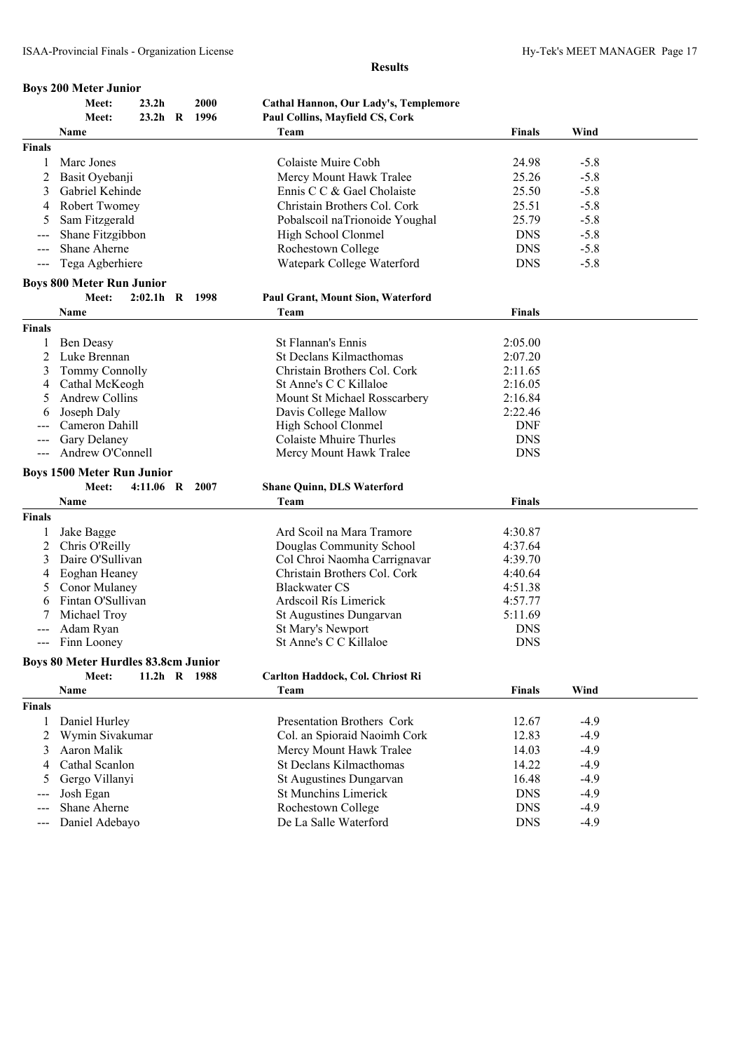**Results**

## Boys 200 Meter Junior

Meet: 23.2h 2000 Cathal Hannon, Our Lady's, Templemore
Meet: 23.2h R 1996 Paul Collins, Mayfield CS, Cork

| | Name | Team | Finals | Wind |
|---|---|---|---|---|
| **Finals** | | | | |
| 1 | Marc Jones | Colaiste Muire Cobh | 24.98 | -5.8 |
| 2 | Basit Oyebanji | Mercy Mount Hawk Tralee | 25.26 | -5.8 |
| 3 | Gabriel Kehinde | Ennis C C & Gael Cholaiste | 25.50 | -5.8 |
| 4 | Robert Twomey | Christain Brothers Col. Cork | 25.51 | -5.8 |
| 5 | Sam Fitzgerald | Pobalscoil naTrionoide Youghal | 25.79 | -5.8 |
| --- | Shane Fitzgibbon | High School Clonmel | DNS | -5.8 |
| --- | Shane Aherne | Rochestown College | DNS | -5.8 |
| --- | Tega Agberhiere | Watepark College Waterford | DNS | -5.8 |

## Boys 800 Meter Run Junior

Meet: 2:02.1h R 1998 Paul Grant, Mount Sion, Waterford

| | Name | Team | Finals |
|---|---|---|---|
| **Finals** | | | |
| 1 | Ben Deasy | St Flannan's Ennis | 2:05.00 |
| 2 | Luke Brennan | St Declans Kilmacthomas | 2:07.20 |
| 3 | Tommy Connolly | Christain Brothers Col. Cork | 2:11.65 |
| 4 | Cathal McKeogh | St Anne's C C Killaloe | 2:16.05 |
| 5 | Andrew Collins | Mount St Michael Rosscarbery | 2:16.84 |
| 6 | Joseph Daly | Davis College Mallow | 2:22.46 |
| --- | Cameron Dahill | High School Clonmel | DNF |
| --- | Gary Delaney | Colaiste Mhuire Thurles | DNS |
| --- | Andrew O'Connell | Mercy Mount Hawk Tralee | DNS |

## Boys 1500 Meter Run Junior

Meet: 4:11.06 R 2007 Shane Quinn, DLS Waterford

| | Name | Team | Finals |
|---|---|---|---|
| **Finals** | | | |
| 1 | Jake Bagge | Ard Scoil na Mara Tramore | 4:30.87 |
| 2 | Chris O'Reilly | Douglas Community School | 4:37.64 |
| 3 | Daire O'Sullivan | Col Chroi Naomha Carrignavar | 4:39.70 |
| 4 | Eoghan Heaney | Christain Brothers Col. Cork | 4:40.64 |
| 5 | Conor Mulaney | Blackwater CS | 4:51.38 |
| 6 | Fintan O'Sullivan | Ardscoil Rís Limerick | 4:57.77 |
| 7 | Michael Troy | St Augustines Dungarvan | 5:11.69 |
| --- | Adam Ryan | St Mary's Newport | DNS |
| --- | Finn Looney | St Anne's C C Killaloe | DNS |

## Boys 80 Meter Hurdles 83.8cm Junior

Meet: 11.2h R 1988 Carlton Haddock, Col. Chriost Ri

| | Name | Team | Finals | Wind |
|---|---|---|---|---|
| **Finals** | | | | |
| 1 | Daniel Hurley | Presentation Brothers Cork | 12.67 | -4.9 |
| 2 | Wymin Sivakumar | Col. an Spioraid Naoimh Cork | 12.83 | -4.9 |
| 3 | Aaron Malik | Mercy Mount Hawk Tralee | 14.03 | -4.9 |
| 4 | Cathal Scanlon | St Declans Kilmacthomas | 14.22 | -4.9 |
| 5 | Gergo Villanyi | St Augustines Dungarvan | 16.48 | -4.9 |
| --- | Josh Egan | St Munchins Limerick | DNS | -4.9 |
| --- | Shane Aherne | Rochestown College | DNS | -4.9 |
| --- | Daniel Adebayo | De La Salle Waterford | DNS | -4.9 |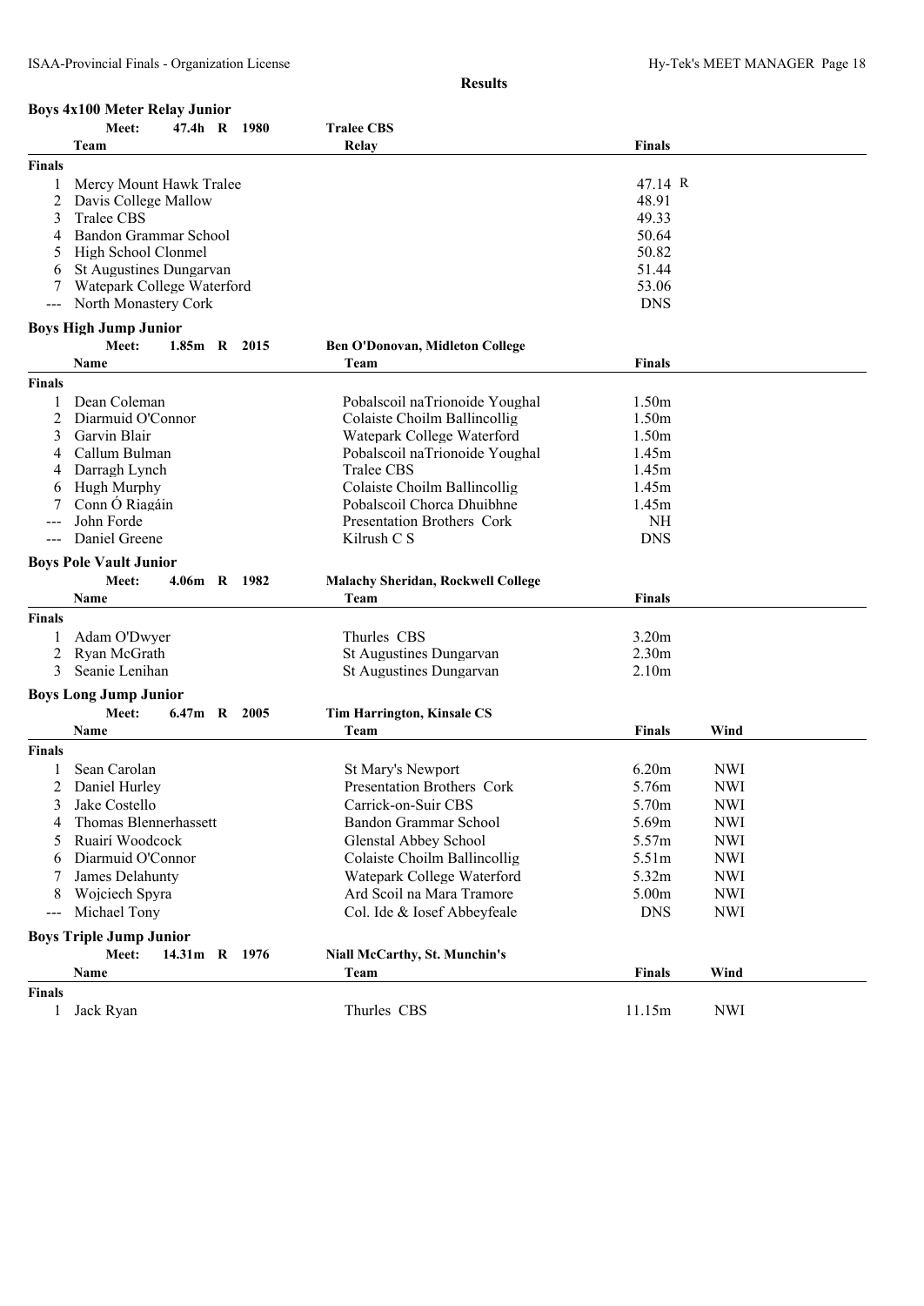**Results**

### Boys 4x100 Meter Relay Junior

Meet: 47.4h R 1980 — Tralee CBS

| | Team | Relay | Finals |
|---|---|---|---|
| **Finals** | | | |
| 1 | Mercy Mount Hawk Tralee | | 47.14 R |
| 2 | Davis College Mallow | | 48.91 |
| 3 | Tralee CBS | | 49.33 |
| 4 | Bandon Grammar School | | 50.64 |
| 5 | High School Clonmel | | 50.82 |
| 6 | St Augustines Dungarvan | | 51.44 |
| 7 | Watepark College Waterford | | 53.06 |
| --- | North Monastery Cork | | DNS |

### Boys High Jump Junior

Meet: 1.85m R 2015 — Ben O'Donovan, Midleton College

| | Name | Team | Finals |
|---|---|---|---|
| **Finals** | | | |
| 1 | Dean Coleman | Pobalscoil naTrionoide Youghal | 1.50m |
| 2 | Diarmuid O'Connor | Colaiste Choilm Ballincollig | 1.50m |
| 3 | Garvin Blair | Watepark College Waterford | 1.50m |
| 4 | Callum Bulman | Pobalscoil naTrionoide Youghal | 1.45m |
| 4 | Darragh Lynch | Tralee CBS | 1.45m |
| 6 | Hugh Murphy | Colaiste Choilm Ballincollig | 1.45m |
| 7 | Conn Ó Riagáin | Pobalscoil Chorca Dhuibhne | 1.45m |
| --- | John Forde | Presentation Brothers Cork | NH |
| --- | Daniel Greene | Kilrush C S | DNS |

### Boys Pole Vault Junior

Meet: 4.06m R 1982 — Malachy Sheridan, Rockwell College

| | Name | Team | Finals |
|---|---|---|---|
| **Finals** | | | |
| 1 | Adam O'Dwyer | Thurles CBS | 3.20m |
| 2 | Ryan McGrath | St Augustines Dungarvan | 2.30m |
| 3 | Seanie Lenihan | St Augustines Dungarvan | 2.10m |

### Boys Long Jump Junior

Meet: 6.47m R 2005 — Tim Harrington, Kinsale CS

| | Name | Team | Finals | Wind |
|---|---|---|---|---|
| **Finals** | | | | |
| 1 | Sean Carolan | St Mary's Newport | 6.20m | NWI |
| 2 | Daniel Hurley | Presentation Brothers Cork | 5.76m | NWI |
| 3 | Jake Costello | Carrick-on-Suir CBS | 5.70m | NWI |
| 4 | Thomas Blennerhassett | Bandon Grammar School | 5.69m | NWI |
| 5 | Ruairí Woodcock | Glenstal Abbey School | 5.57m | NWI |
| 6 | Diarmuid O'Connor | Colaiste Choilm Ballincollig | 5.51m | NWI |
| 7 | James Delahunty | Watepark College Waterford | 5.32m | NWI |
| 8 | Wojciech Spyra | Ard Scoil na Mara Tramore | 5.00m | NWI |
| --- | Michael Tony | Col. Ide & Iosef Abbeyfeale | DNS | NWI |

### Boys Triple Jump Junior

Meet: 14.31m R 1976 — Niall McCarthy, St. Munchin's

| | Name | Team | Finals | Wind |
|---|---|---|---|---|
| **Finals** | | | | |
| 1 | Jack Ryan | Thurles CBS | 11.15m | NWI |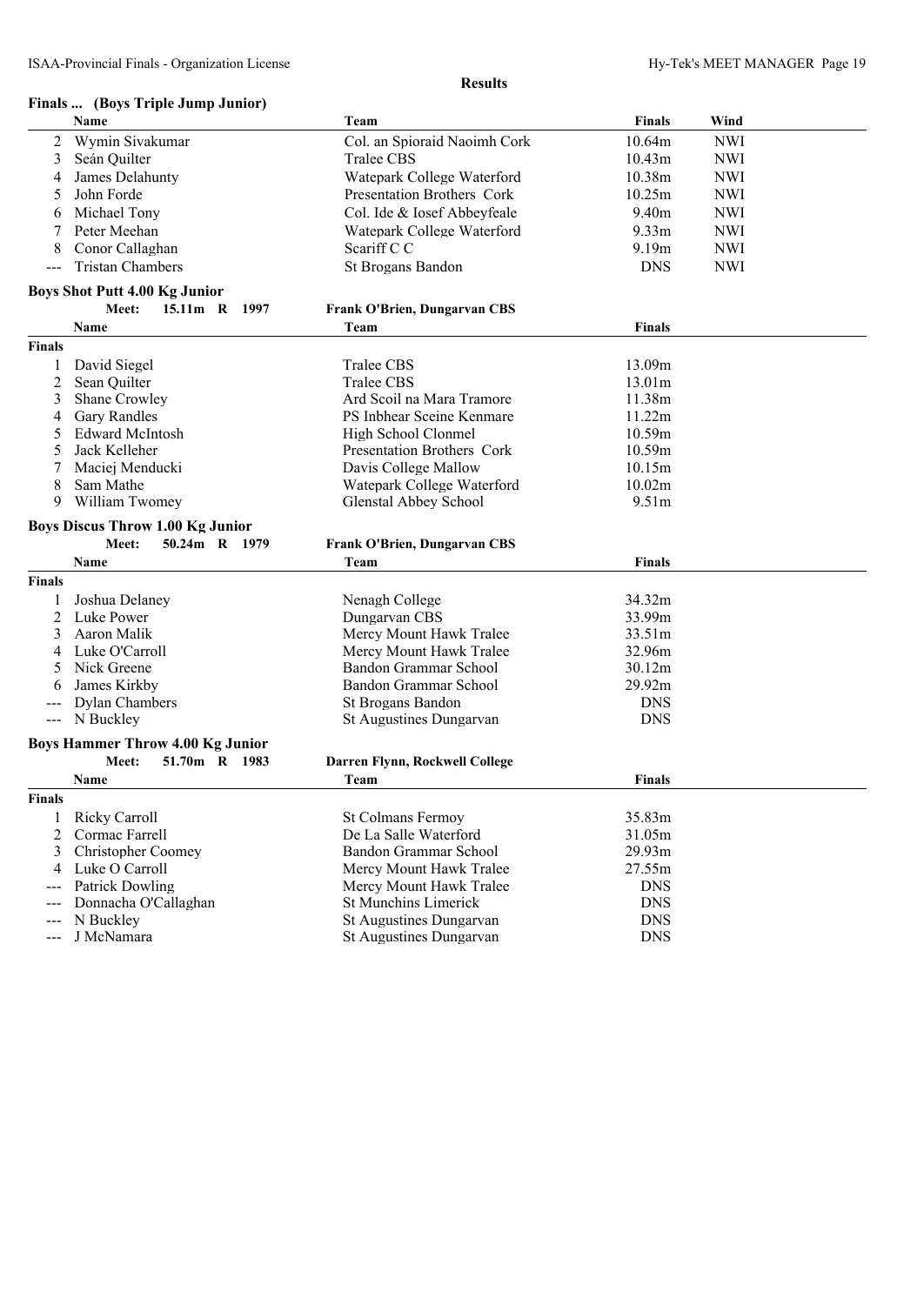**Results**

## Finals ... (Boys Triple Jump Junior)

| | Name | Team | Finals | Wind |
|---|---|---|---|---|
| 2 | Wymin Sivakumar | Col. an Spioraid Naoimh Cork | 10.64m | NWI |
| 3 | Seán Quilter | Tralee CBS | 10.43m | NWI |
| 4 | James Delahunty | Watepark College Waterford | 10.38m | NWI |
| 5 | John Forde | Presentation Brothers Cork | 10.25m | NWI |
| 6 | Michael Tony | Col. Ide & Iosef Abbeyfeale | 9.40m | NWI |
| 7 | Peter Meehan | Watepark College Waterford | 9.33m | NWI |
| 8 | Conor Callaghan | Scariff C C | 9.19m | NWI |
| --- | Tristan Chambers | St Brogans Bandon | DNS | NWI |

## Boys Shot Putt 4.00 Kg Junior

**Meet: 15.11m R 1997 Frank O'Brien, Dungarvan CBS**

| | Name | Team | Finals |
|---|---|---|---|
| **Finals** | | | |
| 1 | David Siegel | Tralee CBS | 13.09m |
| 2 | Sean Quilter | Tralee CBS | 13.01m |
| 3 | Shane Crowley | Ard Scoil na Mara Tramore | 11.38m |
| 4 | Gary Randles | PS Inbhear Sceine Kenmare | 11.22m |
| 5 | Edward McIntosh | High School Clonmel | 10.59m |
| 5 | Jack Kelleher | Presentation Brothers Cork | 10.59m |
| 7 | Maciej Menducki | Davis College Mallow | 10.15m |
| 8 | Sam Mathe | Watepark College Waterford | 10.02m |
| 9 | William Twomey | Glenstal Abbey School | 9.51m |

## Boys Discus Throw 1.00 Kg Junior

**Meet: 50.24m R 1979 Frank O'Brien, Dungarvan CBS**

| | Name | Team | Finals |
|---|---|---|---|
| **Finals** | | | |
| 1 | Joshua Delaney | Nenagh College | 34.32m |
| 2 | Luke Power | Dungarvan CBS | 33.99m |
| 3 | Aaron Malik | Mercy Mount Hawk Tralee | 33.51m |
| 4 | Luke O'Carroll | Mercy Mount Hawk Tralee | 32.96m |
| 5 | Nick Greene | Bandon Grammar School | 30.12m |
| 6 | James Kirkby | Bandon Grammar School | 29.92m |
| --- | Dylan Chambers | St Brogans Bandon | DNS |
| --- | N Buckley | St Augustines Dungarvan | DNS |

## Boys Hammer Throw 4.00 Kg Junior

**Meet: 51.70m R 1983 Darren Flynn, Rockwell College**

| | Name | Team | Finals |
|---|---|---|---|
| **Finals** | | | |
| 1 | Ricky Carroll | St Colmans Fermoy | 35.83m |
| 2 | Cormac Farrell | De La Salle Waterford | 31.05m |
| 3 | Christopher Coomey | Bandon Grammar School | 29.93m |
| 4 | Luke O Carroll | Mercy Mount Hawk Tralee | 27.55m |
| --- | Patrick Dowling | Mercy Mount Hawk Tralee | DNS |
| --- | Donnacha O'Callaghan | St Munchins Limerick | DNS |
| --- | N Buckley | St Augustines Dungarvan | DNS |
| --- | J McNamara | St Augustines Dungarvan | DNS |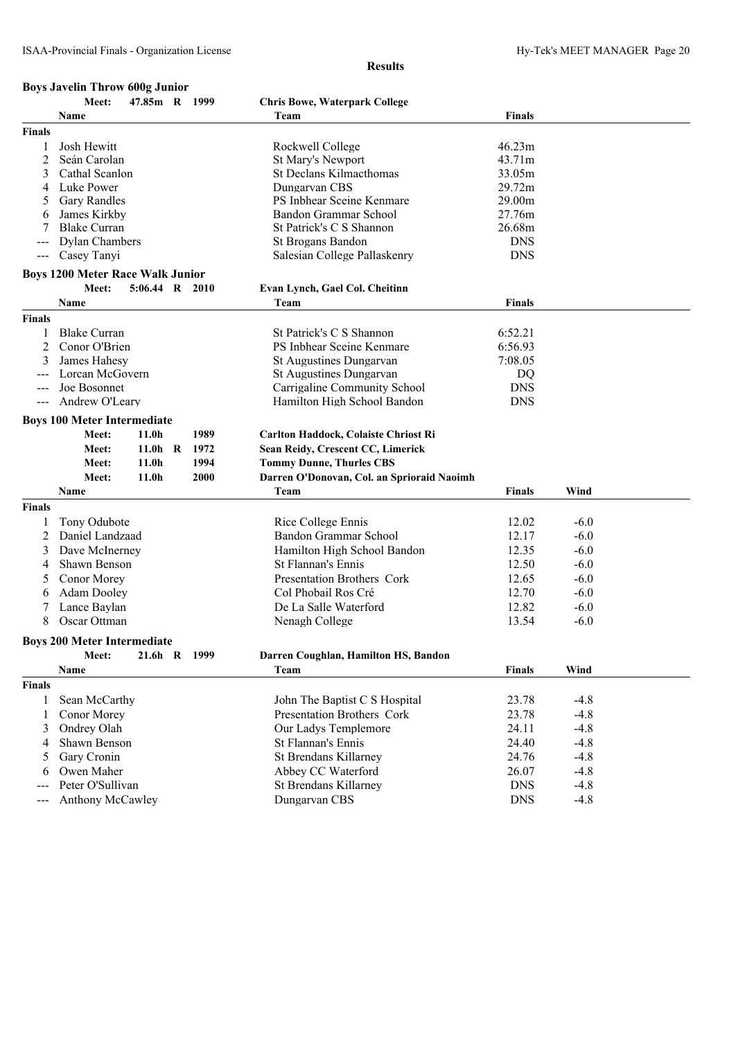## Results

### Boys Javelin Throw 600g Junior

Meet: 47.85m R 1999 — Chris Bowe, Waterpark College

| | Name | Team | Finals |
|---|---|---|---|
| **Finals** | | | |
| 1 | Josh Hewitt | Rockwell College | 46.23m |
| 2 | Seán Carolan | St Mary's Newport | 43.71m |
| 3 | Cathal Scanlon | St Declans Kilmacthomas | 33.05m |
| 4 | Luke Power | Dungarvan CBS | 29.72m |
| 5 | Gary Randles | PS Inbhear Sceine Kenmare | 29.00m |
| 6 | James Kirkby | Bandon Grammar School | 27.76m |
| 7 | Blake Curran | St Patrick's C S Shannon | 26.68m |
| --- | Dylan Chambers | St Brogans Bandon | DNS |
| --- | Casey Tanyi | Salesian College Pallaskenry | DNS |

### Boys 1200 Meter Race Walk Junior

Meet: 5:06.44 R 2010 — Evan Lynch, Gael Col. Cheitinn

| | Name | Team | Finals |
|---|---|---|---|
| **Finals** | | | |
| 1 | Blake Curran | St Patrick's C S Shannon | 6:52.21 |
| 2 | Conor O'Brien | PS Inbhear Sceine Kenmare | 6:56.93 |
| 3 | James Hahesy | St Augustines Dungarvan | 7:08.05 |
| --- | Lorcan McGovern | St Augustines Dungarvan | DQ |
| --- | Joe Bosonnet | Carrigaline Community School | DNS |
| --- | Andrew O'Leary | Hamilton High School Bandon | DNS |

### Boys 100 Meter Intermediate

Meet: 11.0h 1989 — Carlton Haddock, Colaiste Chriost Ri
Meet: 11.0h R 1972 — Sean Reidy, Crescent CC, Limerick
Meet: 11.0h 1994 — Tommy Dunne, Thurles CBS
Meet: 11.0h 2000 — Darren O'Donovan, Col. an Sprioraid Naoimh

| | Name | Team | Finals | Wind |
|---|---|---|---|---|
| **Finals** | | | | |
| 1 | Tony Odubote | Rice College Ennis | 12.02 | -6.0 |
| 2 | Daniel Landzaad | Bandon Grammar School | 12.17 | -6.0 |
| 3 | Dave McInerney | Hamilton High School Bandon | 12.35 | -6.0 |
| 4 | Shawn Benson | St Flannan's Ennis | 12.50 | -6.0 |
| 5 | Conor Morey | Presentation Brothers Cork | 12.65 | -6.0 |
| 6 | Adam Dooley | Col Phobail Ros Cré | 12.70 | -6.0 |
| 7 | Lance Baylan | De La Salle Waterford | 12.82 | -6.0 |
| 8 | Oscar Ottman | Nenagh College | 13.54 | -6.0 |

### Boys 200 Meter Intermediate

Meet: 21.6h R 1999 — Darren Coughlan, Hamilton HS, Bandon

| | Name | Team | Finals | Wind |
|---|---|---|---|---|
| **Finals** | | | | |
| 1 | Sean McCarthy | John The Baptist C S Hospital | 23.78 | -4.8 |
| 1 | Conor Morey | Presentation Brothers Cork | 23.78 | -4.8 |
| 3 | Ondrey Olah | Our Ladys Templemore | 24.11 | -4.8 |
| 4 | Shawn Benson | St Flannan's Ennis | 24.40 | -4.8 |
| 5 | Gary Cronin | St Brendans Killarney | 24.76 | -4.8 |
| 6 | Owen Maher | Abbey CC Waterford | 26.07 | -4.8 |
| --- | Peter O'Sullivan | St Brendans Killarney | DNS | -4.8 |
| --- | Anthony McCawley | Dungarvan CBS | DNS | -4.8 |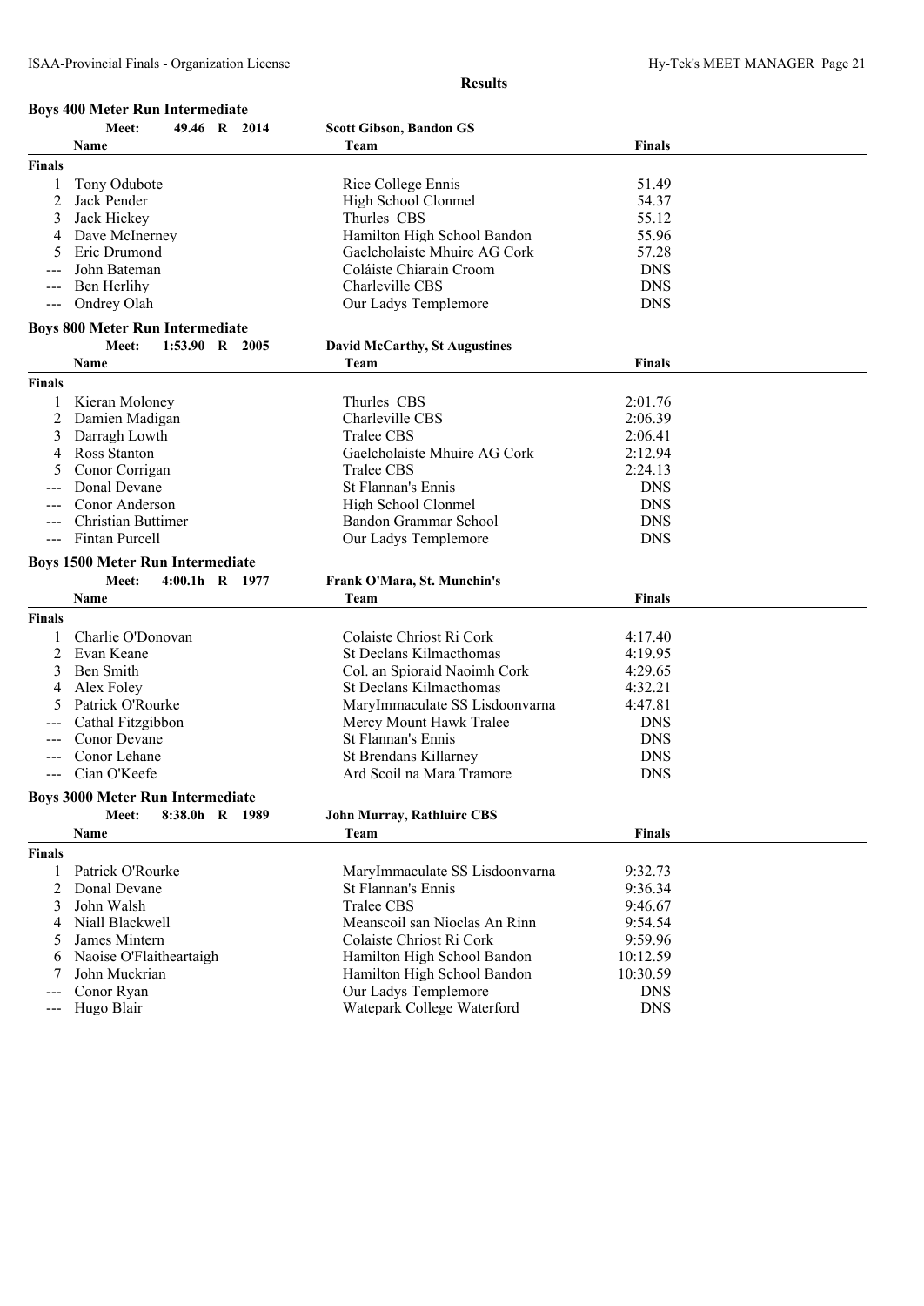**Results**

## Boys 400 Meter Run Intermediate

Meet: 49.46 R 2014 — Scott Gibson, Bandon GS

| | Name | Team | Finals |
|---|---|---|---|
| **Finals** | | | |
| 1 | Tony Odubote | Rice College Ennis | 51.49 |
| 2 | Jack Pender | High School Clonmel | 54.37 |
| 3 | Jack Hickey | Thurles CBS | 55.12 |
| 4 | Dave McInerney | Hamilton High School Bandon | 55.96 |
| 5 | Eric Drumond | Gaelcholaiste Mhuire AG Cork | 57.28 |
| --- | John Bateman | Coláiste Chiarain Croom | DNS |
| --- | Ben Herlihy | Charleville CBS | DNS |
| --- | Ondrey Olah | Our Ladys Templemore | DNS |

## Boys 800 Meter Run Intermediate

Meet: 1:53.90 R 2005 — David McCarthy, St Augustines

| | Name | Team | Finals |
|---|---|---|---|
| **Finals** | | | |
| 1 | Kieran Moloney | Thurles CBS | 2:01.76 |
| 2 | Damien Madigan | Charleville CBS | 2:06.39 |
| 3 | Darragh Lowth | Tralee CBS | 2:06.41 |
| 4 | Ross Stanton | Gaelcholaiste Mhuire AG Cork | 2:12.94 |
| 5 | Conor Corrigan | Tralee CBS | 2:24.13 |
| --- | Donal Devane | St Flannan's Ennis | DNS |
| --- | Conor Anderson | High School Clonmel | DNS |
| --- | Christian Buttimer | Bandon Grammar School | DNS |
| --- | Fintan Purcell | Our Ladys Templemore | DNS |

## Boys 1500 Meter Run Intermediate

Meet: 4:00.1h R 1977 — Frank O'Mara, St. Munchin's

| | Name | Team | Finals |
|---|---|---|---|
| **Finals** | | | |
| 1 | Charlie O'Donovan | Colaiste Chriost Ri Cork | 4:17.40 |
| 2 | Evan Keane | St Declans Kilmacthomas | 4:19.95 |
| 3 | Ben Smith | Col. an Spioraid Naoimh Cork | 4:29.65 |
| 4 | Alex Foley | St Declans Kilmacthomas | 4:32.21 |
| 5 | Patrick O'Rourke | MaryImmaculate SS Lisdoonvarna | 4:47.81 |
| --- | Cathal Fitzgibbon | Mercy Mount Hawk Tralee | DNS |
| --- | Conor Devane | St Flannan's Ennis | DNS |
| --- | Conor Lehane | St Brendans Killarney | DNS |
| --- | Cian O'Keefe | Ard Scoil na Mara Tramore | DNS |

## Boys 3000 Meter Run Intermediate

Meet: 8:38.0h R 1989 — John Murray, Rathluirc CBS

| | Name | Team | Finals |
|---|---|---|---|
| **Finals** | | | |
| 1 | Patrick O'Rourke | MaryImmaculate SS Lisdoonvarna | 9:32.73 |
| 2 | Donal Devane | St Flannan's Ennis | 9:36.34 |
| 3 | John Walsh | Tralee CBS | 9:46.67 |
| 4 | Niall Blackwell | Meanscoil san Nioclas An Rinn | 9:54.54 |
| 5 | James Mintern | Colaiste Chriost Ri Cork | 9:59.96 |
| 6 | Naoise O'Flaitheartaigh | Hamilton High School Bandon | 10:12.59 |
| 7 | John Muckrian | Hamilton High School Bandon | 10:30.59 |
| --- | Conor Ryan | Our Ladys Templemore | DNS |
| --- | Hugo Blair | Watepark College Waterford | DNS |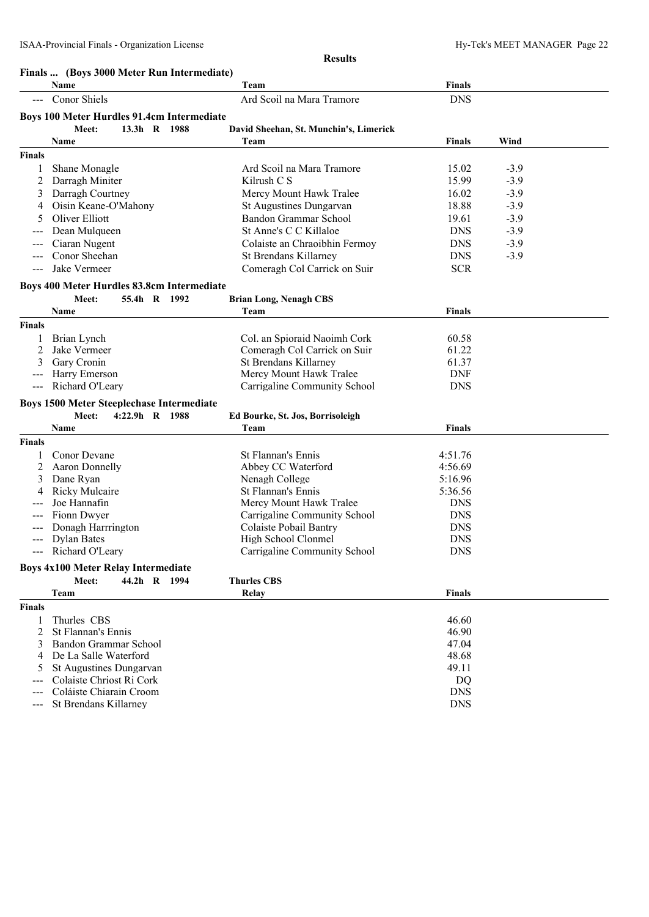**Results**

### Finals ... (Boys 3000 Meter Run Intermediate)

| | Name | Team | Finals |
|---|---|---|---|
| --- | Conor Shiels | Ard Scoil na Mara Tramore | DNS |

### Boys 100 Meter Hurdles 91.4cm Intermediate

Meet: 13.3h R 1988 David Sheehan, St. Munchin's, Limerick

| | Name | Team | Finals | Wind |
|---|---|---|---|---|
| **Finals** | | | | |
| 1 | Shane Monagle | Ard Scoil na Mara Tramore | 15.02 | -3.9 |
| 2 | Darragh Miniter | Kilrush C S | 15.99 | -3.9 |
| 3 | Darragh Courtney | Mercy Mount Hawk Tralee | 16.02 | -3.9 |
| 4 | Oisin Keane-O'Mahony | St Augustines Dungarvan | 18.88 | -3.9 |
| 5 | Oliver Elliott | Bandon Grammar School | 19.61 | -3.9 |
| --- | Dean Mulqueen | St Anne's C C Killaloe | DNS | -3.9 |
| --- | Ciaran Nugent | Colaiste an Chraoibhin Fermoy | DNS | -3.9 |
| --- | Conor Sheehan | St Brendans Killarney | DNS | -3.9 |
| --- | Jake Vermeer | Comeragh Col Carrick on Suir | SCR | |

### Boys 400 Meter Hurdles 83.8cm Intermediate

Meet: 55.4h R 1992 Brian Long, Nenagh CBS

| | Name | Team | Finals |
|---|---|---|---|
| **Finals** | | | |
| 1 | Brian Lynch | Col. an Spioraid Naoimh Cork | 60.58 |
| 2 | Jake Vermeer | Comeragh Col Carrick on Suir | 61.22 |
| 3 | Gary Cronin | St Brendans Killarney | 61.37 |
| --- | Harry Emerson | Mercy Mount Hawk Tralee | DNF |
| --- | Richard O'Leary | Carrigaline Community School | DNS |

### Boys 1500 Meter Steeplechase Intermediate

Meet: 4:22.9h R 1988 Ed Bourke, St. Jos, Borrisoleigh

| | Name | Team | Finals |
|---|---|---|---|
| **Finals** | | | |
| 1 | Conor Devane | St Flannan's Ennis | 4:51.76 |
| 2 | Aaron Donnelly | Abbey CC Waterford | 4:56.69 |
| 3 | Dane Ryan | Nenagh College | 5:16.96 |
| 4 | Ricky Mulcaire | St Flannan's Ennis | 5:36.56 |
| --- | Joe Hannafin | Mercy Mount Hawk Tralee | DNS |
| --- | Fionn Dwyer | Carrigaline Community School | DNS |
| --- | Donagh Harrrington | Colaiste Pobail Bantry | DNS |
| --- | Dylan Bates | High School Clonmel | DNS |
| --- | Richard O'Leary | Carrigaline Community School | DNS |

### Boys 4x100 Meter Relay Intermediate

Meet: 44.2h R 1994 Thurles CBS

| | Team | Relay | Finals |
|---|---|---|---|
| **Finals** | | | |
| 1 | Thurles CBS | | 46.60 |
| 2 | St Flannan's Ennis | | 46.90 |
| 3 | Bandon Grammar School | | 47.04 |
| 4 | De La Salle Waterford | | 48.68 |
| 5 | St Augustines Dungarvan | | 49.11 |
| --- | Colaiste Chriost Ri Cork | | DQ |
| --- | Coláiste Chiarain Croom | | DNS |
| --- | St Brendans Killarney | | DNS |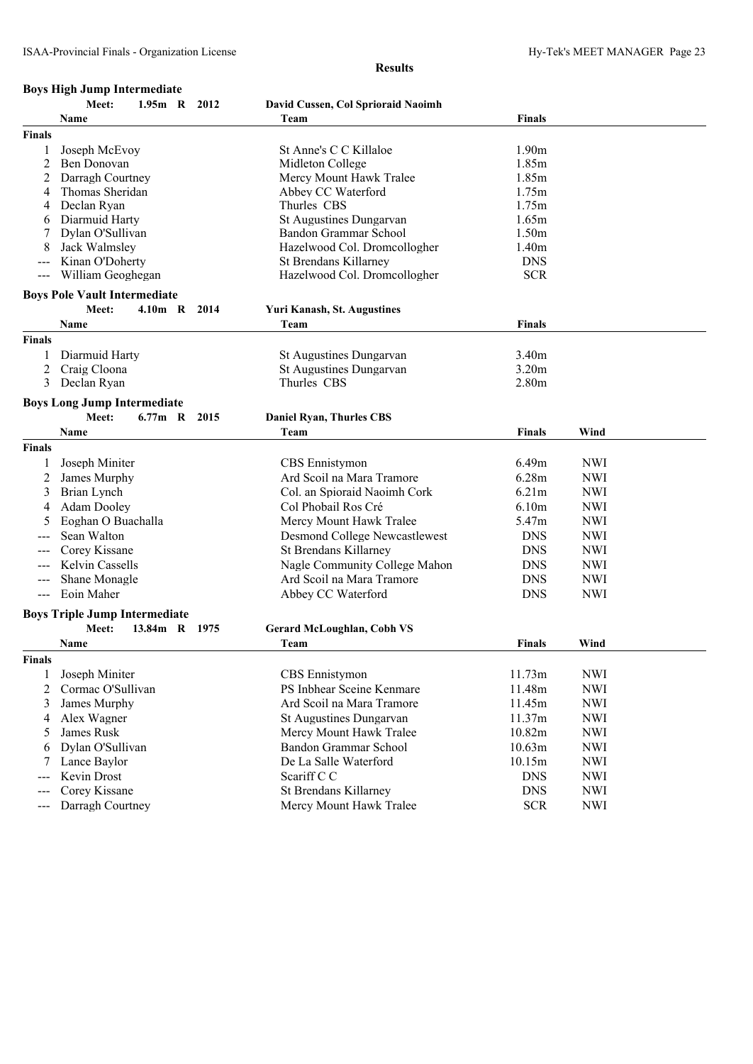**Results**

## Boys High Jump Intermediate

Meet: 1.95m R 2012 David Cussen, Col Sprioraid Naoimh

| | Name | Team | Finals |
|---|---|---|---|
| **Finals** | | | |
| 1 | Joseph McEvoy | St Anne's C C Killaloe | 1.90m |
| 2 | Ben Donovan | Midleton College | 1.85m |
| 2 | Darragh Courtney | Mercy Mount Hawk Tralee | 1.85m |
| 4 | Thomas Sheridan | Abbey CC Waterford | 1.75m |
| 4 | Declan Ryan | Thurles CBS | 1.75m |
| 6 | Diarmuid Harty | St Augustines Dungarvan | 1.65m |
| 7 | Dylan O'Sullivan | Bandon Grammar School | 1.50m |
| 8 | Jack Walmsley | Hazelwood Col. Dromcollogher | 1.40m |
| --- | Kinan O'Doherty | St Brendans Killarney | DNS |
| --- | William Geoghegan | Hazelwood Col. Dromcollogher | SCR |

## Boys Pole Vault Intermediate

Meet: 4.10m R 2014 Yuri Kanash, St. Augustines

| | Name | Team | Finals |
|---|---|---|---|
| **Finals** | | | |
| 1 | Diarmuid Harty | St Augustines Dungarvan | 3.40m |
| 2 | Craig Cloona | St Augustines Dungarvan | 3.20m |
| 3 | Declan Ryan | Thurles CBS | 2.80m |

## Boys Long Jump Intermediate

Meet: 6.77m R 2015 Daniel Ryan, Thurles CBS

| | Name | Team | Finals | Wind |
|---|---|---|---|---|
| **Finals** | | | | |
| 1 | Joseph Miniter | CBS Ennistymon | 6.49m | NWI |
| 2 | James Murphy | Ard Scoil na Mara Tramore | 6.28m | NWI |
| 3 | Brian Lynch | Col. an Spioraid Naoimh Cork | 6.21m | NWI |
| 4 | Adam Dooley | Col Phobail Ros Cré | 6.10m | NWI |
| 5 | Eoghan O Buachalla | Mercy Mount Hawk Tralee | 5.47m | NWI |
| --- | Sean Walton | Desmond College Newcastlewest | DNS | NWI |
| --- | Corey Kissane | St Brendans Killarney | DNS | NWI |
| --- | Kelvin Cassells | Nagle Community College Mahon | DNS | NWI |
| --- | Shane Monagle | Ard Scoil na Mara Tramore | DNS | NWI |
| --- | Eoin Maher | Abbey CC Waterford | DNS | NWI |

## Boys Triple Jump Intermediate

Meet: 13.84m R 1975 Gerard McLoughlan, Cobh VS

| | Name | Team | Finals | Wind |
|---|---|---|---|---|
| **Finals** | | | | |
| 1 | Joseph Miniter | CBS Ennistymon | 11.73m | NWI |
| 2 | Cormac O'Sullivan | PS Inbhear Sceine Kenmare | 11.48m | NWI |
| 3 | James Murphy | Ard Scoil na Mara Tramore | 11.45m | NWI |
| 4 | Alex Wagner | St Augustines Dungarvan | 11.37m | NWI |
| 5 | James Rusk | Mercy Mount Hawk Tralee | 10.82m | NWI |
| 6 | Dylan O'Sullivan | Bandon Grammar School | 10.63m | NWI |
| 7 | Lance Baylor | De La Salle Waterford | 10.15m | NWI |
| --- | Kevin Drost | Scariff C C | DNS | NWI |
| --- | Corey Kissane | St Brendans Killarney | DNS | NWI |
| --- | Darragh Courtney | Mercy Mount Hawk Tralee | SCR | NWI |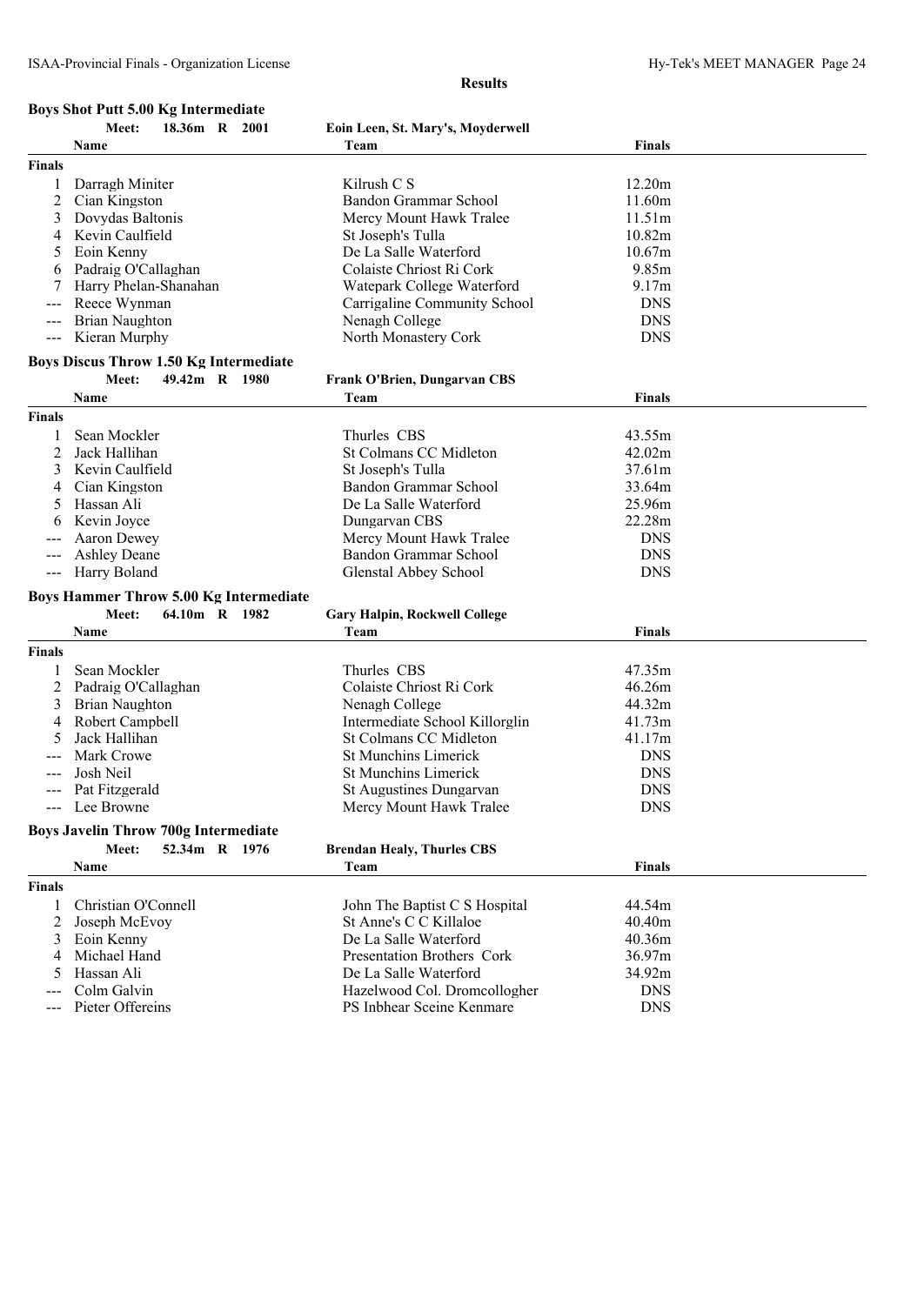**Results**

## Boys Shot Putt 5.00 Kg Intermediate

Meet: 18.36m R 2001 — Eoin Leen, St. Mary's, Moyderwell

| | Name | Team | Finals |
|---|---|---|---|
| **Finals** | | | |
| 1 | Darragh Miniter | Kilrush C S | 12.20m |
| 2 | Cian Kingston | Bandon Grammar School | 11.60m |
| 3 | Dovydas Baltonis | Mercy Mount Hawk Tralee | 11.51m |
| 4 | Kevin Caulfield | St Joseph's Tulla | 10.82m |
| 5 | Eoin Kenny | De La Salle Waterford | 10.67m |
| 6 | Padraig O'Callaghan | Colaiste Chriost Ri Cork | 9.85m |
| 7 | Harry Phelan-Shanahan | Watepark College Waterford | 9.17m |
| --- | Reece Wynman | Carrigaline Community School | DNS |
| --- | Brian Naughton | Nenagh College | DNS |
| --- | Kieran Murphy | North Monastery Cork | DNS |

## Boys Discus Throw 1.50 Kg Intermediate

Meet: 49.42m R 1980 — Frank O'Brien, Dungarvan CBS

| | Name | Team | Finals |
|---|---|---|---|
| **Finals** | | | |
| 1 | Sean Mockler | Thurles CBS | 43.55m |
| 2 | Jack Hallihan | St Colmans CC Midleton | 42.02m |
| 3 | Kevin Caulfield | St Joseph's Tulla | 37.61m |
| 4 | Cian Kingston | Bandon Grammar School | 33.64m |
| 5 | Hassan Ali | De La Salle Waterford | 25.96m |
| 6 | Kevin Joyce | Dungarvan CBS | 22.28m |
| --- | Aaron Dewey | Mercy Mount Hawk Tralee | DNS |
| --- | Ashley Deane | Bandon Grammar School | DNS |
| --- | Harry Boland | Glenstal Abbey School | DNS |

## Boys Hammer Throw 5.00 Kg Intermediate

Meet: 64.10m R 1982 — Gary Halpin, Rockwell College

| | Name | Team | Finals |
|---|---|---|---|
| **Finals** | | | |
| 1 | Sean Mockler | Thurles CBS | 47.35m |
| 2 | Padraig O'Callaghan | Colaiste Chriost Ri Cork | 46.26m |
| 3 | Brian Naughton | Nenagh College | 44.32m |
| 4 | Robert Campbell | Intermediate School Killorglin | 41.73m |
| 5 | Jack Hallihan | St Colmans CC Midleton | 41.17m |
| --- | Mark Crowe | St Munchins Limerick | DNS |
| --- | Josh Neil | St Munchins Limerick | DNS |
| --- | Pat Fitzgerald | St Augustines Dungarvan | DNS |
| --- | Lee Browne | Mercy Mount Hawk Tralee | DNS |

## Boys Javelin Throw 700g Intermediate

Meet: 52.34m R 1976 — Brendan Healy, Thurles CBS

| | Name | Team | Finals |
|---|---|---|---|
| **Finals** | | | |
| 1 | Christian O'Connell | John The Baptist C S Hospital | 44.54m |
| 2 | Joseph McEvoy | St Anne's C C Killaloe | 40.40m |
| 3 | Eoin Kenny | De La Salle Waterford | 40.36m |
| 4 | Michael Hand | Presentation Brothers Cork | 36.97m |
| 5 | Hassan Ali | De La Salle Waterford | 34.92m |
| --- | Colm Galvin | Hazelwood Col. Dromcollogher | DNS |
| --- | Pieter Offereins | PS Inbhear Sceine Kenmare | DNS |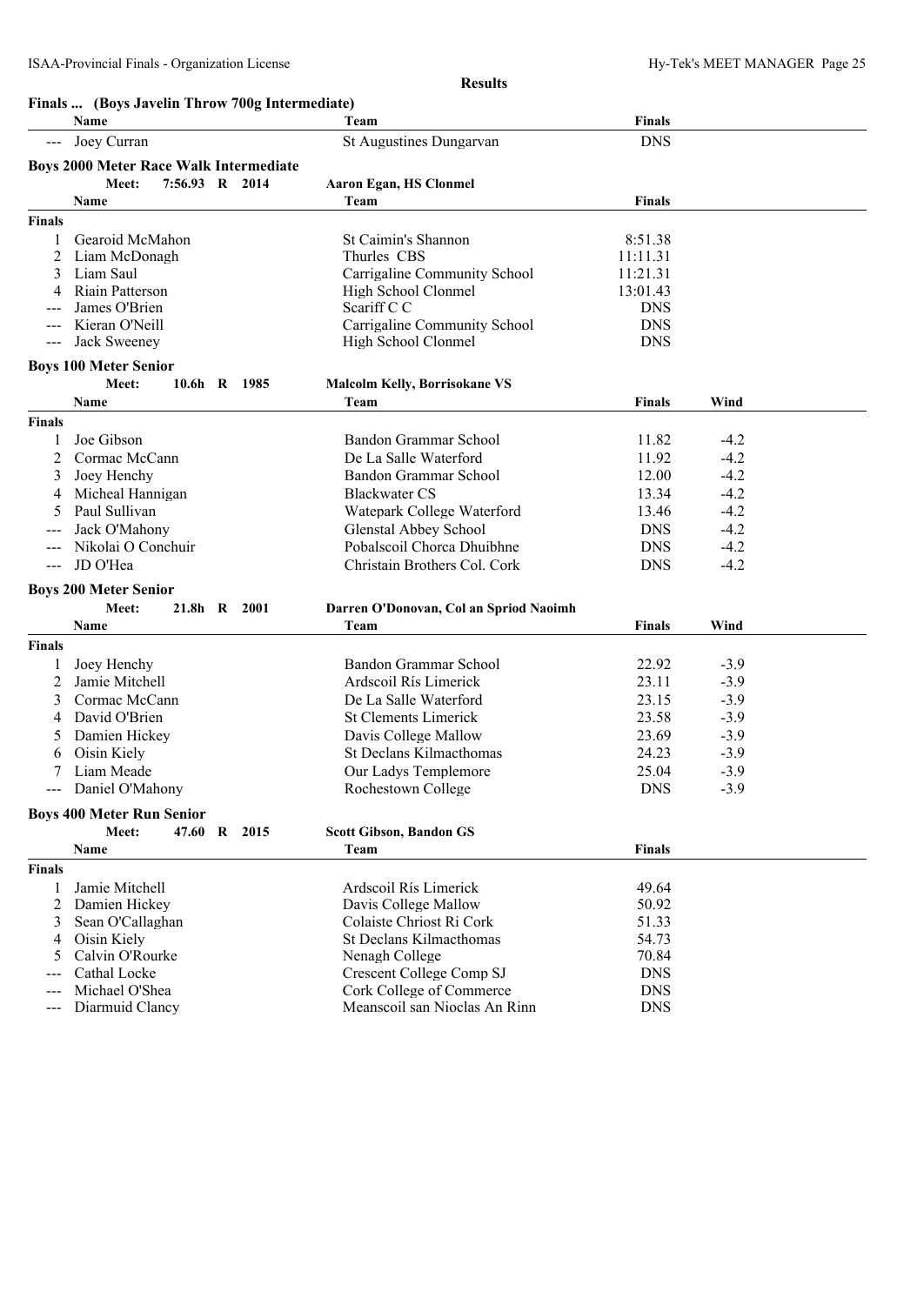**Results**

### Finals ... (Boys Javelin Throw 700g Intermediate)

| | Name | Team | Finals |
|---|---|---|---|
| --- | Joey Curran | St Augustines Dungarvan | DNS |

### Boys 2000 Meter Race Walk Intermediate

Meet: 7:56.93 R 2014 Aaron Egan, HS Clonmel

| | Name | Team | Finals |
|---|---|---|---|
| **Finals** | | | |
| 1 | Gearoid McMahon | St Caimin's Shannon | 8:51.38 |
| 2 | Liam McDonagh | Thurles CBS | 11:11.31 |
| 3 | Liam Saul | Carrigaline Community School | 11:21.31 |
| 4 | Riain Patterson | High School Clonmel | 13:01.43 |
| --- | James O'Brien | Scariff C C | DNS |
| --- | Kieran O'Neill | Carrigaline Community School | DNS |
| --- | Jack Sweeney | High School Clonmel | DNS |

### Boys 100 Meter Senior

Meet: 10.6h R 1985 Malcolm Kelly, Borrisokane VS

| | Name | Team | Finals | Wind |
|---|---|---|---|---|
| **Finals** | | | | |
| 1 | Joe Gibson | Bandon Grammar School | 11.82 | -4.2 |
| 2 | Cormac McCann | De La Salle Waterford | 11.92 | -4.2 |
| 3 | Joey Henchy | Bandon Grammar School | 12.00 | -4.2 |
| 4 | Micheal Hannigan | Blackwater CS | 13.34 | -4.2 |
| 5 | Paul Sullivan | Watepark College Waterford | 13.46 | -4.2 |
| --- | Jack O'Mahony | Glenstal Abbey School | DNS | -4.2 |
| --- | Nikolai O Conchuir | Pobalscoil Chorca Dhuibhne | DNS | -4.2 |
| --- | JD O'Hea | Christain Brothers Col. Cork | DNS | -4.2 |

### Boys 200 Meter Senior

Meet: 21.8h R 2001 Darren O'Donovan, Col an Spriod Naoimh

| | Name | Team | Finals | Wind |
|---|---|---|---|---|
| **Finals** | | | | |
| 1 | Joey Henchy | Bandon Grammar School | 22.92 | -3.9 |
| 2 | Jamie Mitchell | Ardscoil Rís Limerick | 23.11 | -3.9 |
| 3 | Cormac McCann | De La Salle Waterford | 23.15 | -3.9 |
| 4 | David O'Brien | St Clements Limerick | 23.58 | -3.9 |
| 5 | Damien Hickey | Davis College Mallow | 23.69 | -3.9 |
| 6 | Oisin Kiely | St Declans Kilmacthomas | 24.23 | -3.9 |
| 7 | Liam Meade | Our Ladys Templemore | 25.04 | -3.9 |
| --- | Daniel O'Mahony | Rochestown College | DNS | -3.9 |

### Boys 400 Meter Run Senior

Meet: 47.60 R 2015 Scott Gibson, Bandon GS

| | Name | Team | Finals |
|---|---|---|---|
| **Finals** | | | |
| 1 | Jamie Mitchell | Ardscoil Rís Limerick | 49.64 |
| 2 | Damien Hickey | Davis College Mallow | 50.92 |
| 3 | Sean O'Callaghan | Colaiste Chriost Ri Cork | 51.33 |
| 4 | Oisin Kiely | St Declans Kilmacthomas | 54.73 |
| 5 | Calvin O'Rourke | Nenagh College | 70.84 |
| --- | Cathal Locke | Crescent College Comp SJ | DNS |
| --- | Michael O'Shea | Cork College of Commerce | DNS |
| --- | Diarmuid Clancy | Meanscoil san Nioclas An Rinn | DNS |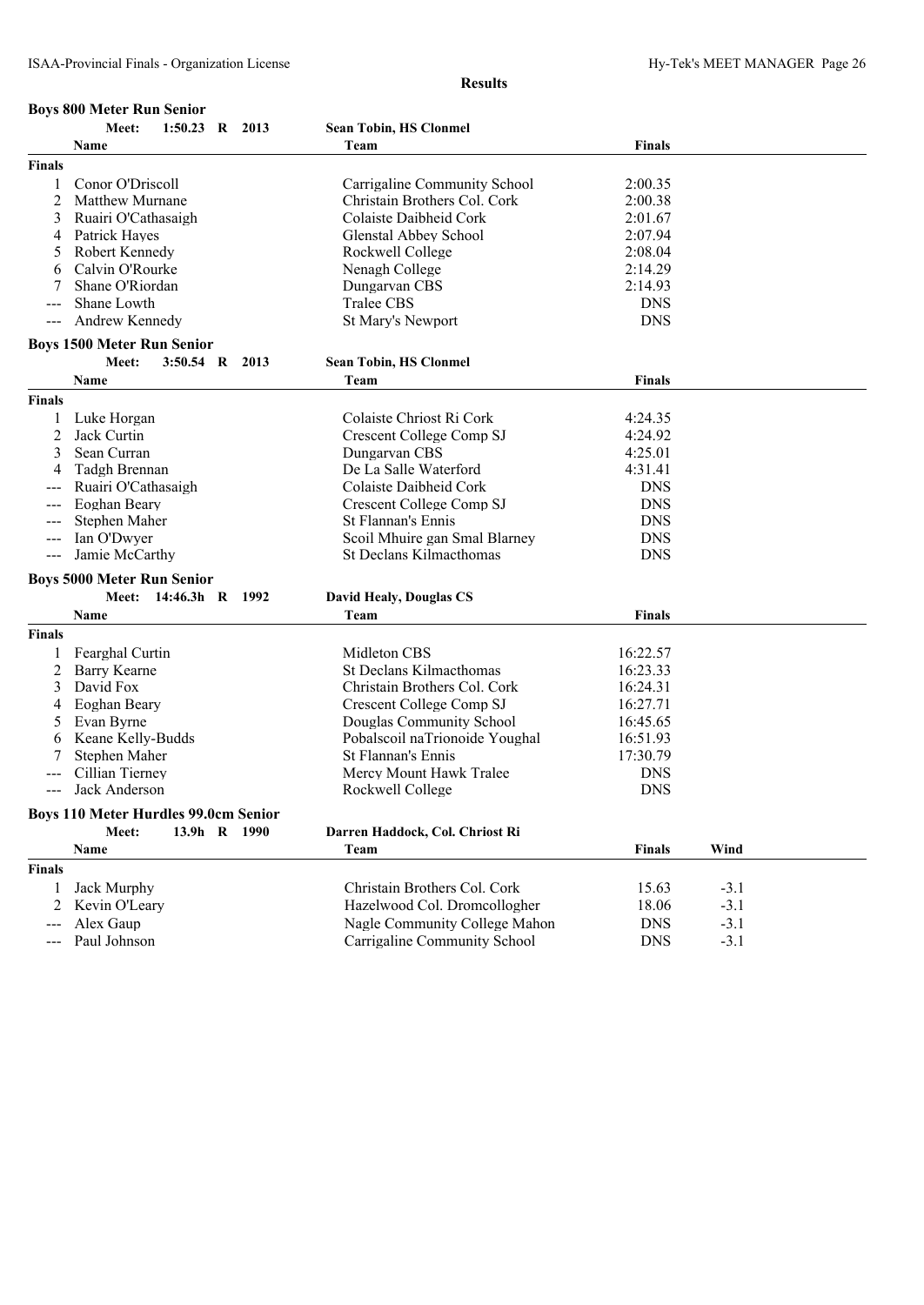**Results**

## Boys 800 Meter Run Senior

Meet: 1:50.23 R 2013 — Sean Tobin, HS Clonmel

| | Name | Team | Finals |
|---|---|---|---|
| **Finals** | | | |
| 1 | Conor O'Driscoll | Carrigaline Community School | 2:00.35 |
| 2 | Matthew Murnane | Christain Brothers Col. Cork | 2:00.38 |
| 3 | Ruairi O'Cathasaigh | Colaiste Daibheid Cork | 2:01.67 |
| 4 | Patrick Hayes | Glenstal Abbey School | 2:07.94 |
| 5 | Robert Kennedy | Rockwell College | 2:08.04 |
| 6 | Calvin O'Rourke | Nenagh College | 2:14.29 |
| 7 | Shane O'Riordan | Dungarvan CBS | 2:14.93 |
| --- | Shane Lowth | Tralee CBS | DNS |
| --- | Andrew Kennedy | St Mary's Newport | DNS |

## Boys 1500 Meter Run Senior

Meet: 3:50.54 R 2013 — Sean Tobin, HS Clonmel

| | Name | Team | Finals |
|---|---|---|---|
| **Finals** | | | |
| 1 | Luke Horgan | Colaiste Chriost Ri Cork | 4:24.35 |
| 2 | Jack Curtin | Crescent College Comp SJ | 4:24.92 |
| 3 | Sean Curran | Dungarvan CBS | 4:25.01 |
| 4 | Tadgh Brennan | De La Salle Waterford | 4:31.41 |
| --- | Ruairi O'Cathasaigh | Colaiste Daibheid Cork | DNS |
| --- | Eoghan Beary | Crescent College Comp SJ | DNS |
| --- | Stephen Maher | St Flannan's Ennis | DNS |
| --- | Ian O'Dwyer | Scoil Mhuire gan Smal Blarney | DNS |
| --- | Jamie McCarthy | St Declans Kilmacthomas | DNS |

## Boys 5000 Meter Run Senior

Meet: 14:46.3h R 1992 — David Healy, Douglas CS

| | Name | Team | Finals |
|---|---|---|---|
| **Finals** | | | |
| 1 | Fearghal Curtin | Midleton CBS | 16:22.57 |
| 2 | Barry Kearne | St Declans Kilmacthomas | 16:23.33 |
| 3 | David Fox | Christain Brothers Col. Cork | 16:24.31 |
| 4 | Eoghan Beary | Crescent College Comp SJ | 16:27.71 |
| 5 | Evan Byrne | Douglas Community School | 16:45.65 |
| 6 | Keane Kelly-Budds | Pobalscoil naTrionoide Youghal | 16:51.93 |
| 7 | Stephen Maher | St Flannan's Ennis | 17:30.79 |
| --- | Cillian Tierney | Mercy Mount Hawk Tralee | DNS |
| --- | Jack Anderson | Rockwell College | DNS |

## Boys 110 Meter Hurdles 99.0cm Senior

Meet: 13.9h R 1990 — Darren Haddock, Col. Chriost Ri

| | Name | Team | Finals | Wind |
|---|---|---|---|---|
| **Finals** | | | | |
| 1 | Jack Murphy | Christain Brothers Col. Cork | 15.63 | -3.1 |
| 2 | Kevin O'Leary | Hazelwood Col. Dromcollogher | 18.06 | -3.1 |
| --- | Alex Gaup | Nagle Community College Mahon | DNS | -3.1 |
| --- | Paul Johnson | Carrigaline Community School | DNS | -3.1 |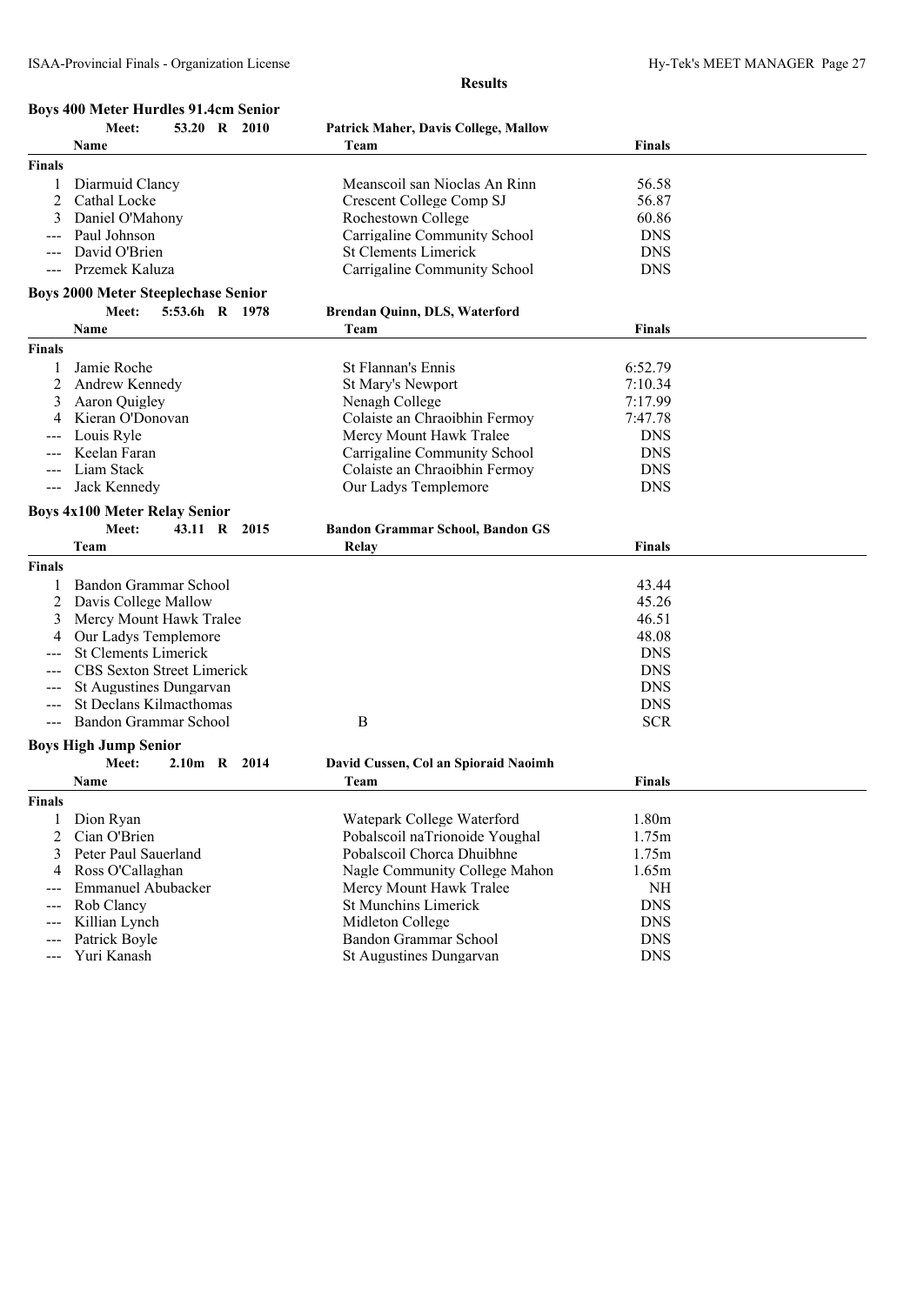**Results**

### Boys 400 Meter Hurdles 91.4cm Senior

Meet: 53.20 R 2010 — Patrick Maher, Davis College, Mallow

| | Name | Team | Finals |
|---|---|---|---|
| **Finals** | | | |
| 1 | Diarmuid Clancy | Meanscoil san Nioclas An Rinn | 56.58 |
| 2 | Cathal Locke | Crescent College Comp SJ | 56.87 |
| 3 | Daniel O'Mahony | Rochestown College | 60.86 |
| --- | Paul Johnson | Carrigaline Community School | DNS |
| --- | David O'Brien | St Clements Limerick | DNS |
| --- | Przemek Kaluza | Carrigaline Community School | DNS |

### Boys 2000 Meter Steeplechase Senior

Meet: 5:53.6h R 1978 — Brendan Quinn, DLS, Waterford

| | Name | Team | Finals |
|---|---|---|---|
| **Finals** | | | |
| 1 | Jamie Roche | St Flannan's Ennis | 6:52.79 |
| 2 | Andrew Kennedy | St Mary's Newport | 7:10.34 |
| 3 | Aaron Quigley | Nenagh College | 7:17.99 |
| 4 | Kieran O'Donovan | Colaiste an Chraoibhin Fermoy | 7:47.78 |
| --- | Louis Ryle | Mercy Mount Hawk Tralee | DNS |
| --- | Keelan Faran | Carrigaline Community School | DNS |
| --- | Liam Stack | Colaiste an Chraoibhin Fermoy | DNS |
| --- | Jack Kennedy | Our Ladys Templemore | DNS |

### Boys 4x100 Meter Relay Senior

Meet: 43.11 R 2015 — Bandon Grammar School, Bandon GS

| | Team | Relay | Finals |
|---|---|---|---|
| **Finals** | | | |
| 1 | Bandon Grammar School | | 43.44 |
| 2 | Davis College Mallow | | 45.26 |
| 3 | Mercy Mount Hawk Tralee | | 46.51 |
| 4 | Our Ladys Templemore | | 48.08 |
| --- | St Clements Limerick | | DNS |
| --- | CBS Sexton Street Limerick | | DNS |
| --- | St Augustines Dungarvan | | DNS |
| --- | St Declans Kilmacthomas | | DNS |
| --- | Bandon Grammar School | B | SCR |

### Boys High Jump Senior

Meet: 2.10m R 2014 — David Cussen, Col an Spioraid Naoimh

| | Name | Team | Finals |
|---|---|---|---|
| **Finals** | | | |
| 1 | Dion Ryan | Watepark College Waterford | 1.80m |
| 2 | Cian O'Brien | Pobalscoil naTrionoide Youghal | 1.75m |
| 3 | Peter Paul Sauerland | Pobalscoil Chorca Dhuibhne | 1.75m |
| 4 | Ross O'Callaghan | Nagle Community College Mahon | 1.65m |
| --- | Emmanuel Abubacker | Mercy Mount Hawk Tralee | NH |
| --- | Rob Clancy | St Munchins Limerick | DNS |
| --- | Killian Lynch | Midleton College | DNS |
| --- | Patrick Boyle | Bandon Grammar School | DNS |
| --- | Yuri Kanash | St Augustines Dungarvan | DNS |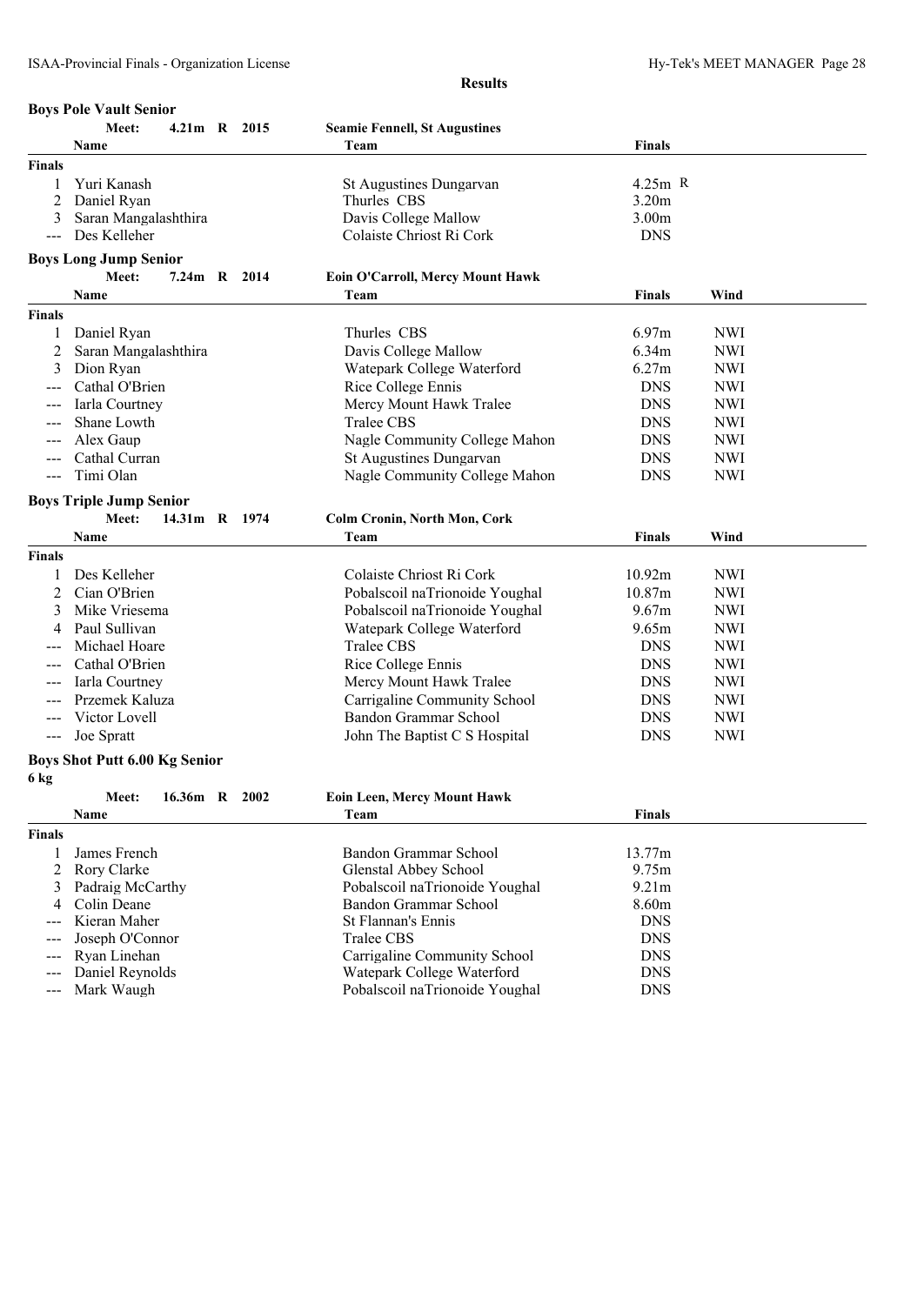**Results**

## Boys Pole Vault Senior

Meet: 4.21m R 2015 — Seamie Fennell, St Augustines

| | Name | Team | Finals |
|---|---|---|---|
| **Finals** | | | |
| 1 | Yuri Kanash | St Augustines Dungarvan | 4.25m R |
| 2 | Daniel Ryan | Thurles CBS | 3.20m |
| 3 | Saran Mangalashthira | Davis College Mallow | 3.00m |
| --- | Des Kelleher | Colaiste Chriost Ri Cork | DNS |

## Boys Long Jump Senior

Meet: 7.24m R 2014 — Eoin O'Carroll, Mercy Mount Hawk

| | Name | Team | Finals | Wind |
|---|---|---|---|---|
| **Finals** | | | | |
| 1 | Daniel Ryan | Thurles CBS | 6.97m | NWI |
| 2 | Saran Mangalashthira | Davis College Mallow | 6.34m | NWI |
| 3 | Dion Ryan | Watepark College Waterford | 6.27m | NWI |
| --- | Cathal O'Brien | Rice College Ennis | DNS | NWI |
| --- | Iarla Courtney | Mercy Mount Hawk Tralee | DNS | NWI |
| --- | Shane Lowth | Tralee CBS | DNS | NWI |
| --- | Alex Gaup | Nagle Community College Mahon | DNS | NWI |
| --- | Cathal Curran | St Augustines Dungarvan | DNS | NWI |
| --- | Timi Olan | Nagle Community College Mahon | DNS | NWI |

## Boys Triple Jump Senior

Meet: 14.31m R 1974 — Colm Cronin, North Mon, Cork

| | Name | Team | Finals | Wind |
|---|---|---|---|---|
| **Finals** | | | | |
| 1 | Des Kelleher | Colaiste Chriost Ri Cork | 10.92m | NWI |
| 2 | Cian O'Brien | Pobalscoil naTrionoide Youghal | 10.87m | NWI |
| 3 | Mike Vriesema | Pobalscoil naTrionoide Youghal | 9.67m | NWI |
| 4 | Paul Sullivan | Watepark College Waterford | 9.65m | NWI |
| --- | Michael Hoare | Tralee CBS | DNS | NWI |
| --- | Cathal O'Brien | Rice College Ennis | DNS | NWI |
| --- | Iarla Courtney | Mercy Mount Hawk Tralee | DNS | NWI |
| --- | Przemek Kaluza | Carrigaline Community School | DNS | NWI |
| --- | Victor Lovell | Bandon Grammar School | DNS | NWI |
| --- | Joe Spratt | John The Baptist C S Hospital | DNS | NWI |

## Boys Shot Putt 6.00 Kg Senior

6 kg

Meet: 16.36m R 2002 — Eoin Leen, Mercy Mount Hawk

| | Name | Team | Finals |
|---|---|---|---|
| **Finals** | | | |
| 1 | James French | Bandon Grammar School | 13.77m |
| 2 | Rory Clarke | Glenstal Abbey School | 9.75m |
| 3 | Padraig McCarthy | Pobalscoil naTrionoide Youghal | 9.21m |
| 4 | Colin Deane | Bandon Grammar School | 8.60m |
| --- | Kieran Maher | St Flannan's Ennis | DNS |
| --- | Joseph O'Connor | Tralee CBS | DNS |
| --- | Ryan Linehan | Carrigaline Community School | DNS |
| --- | Daniel Reynolds | Watepark College Waterford | DNS |
| --- | Mark Waugh | Pobalscoil naTrionoide Youghal | DNS |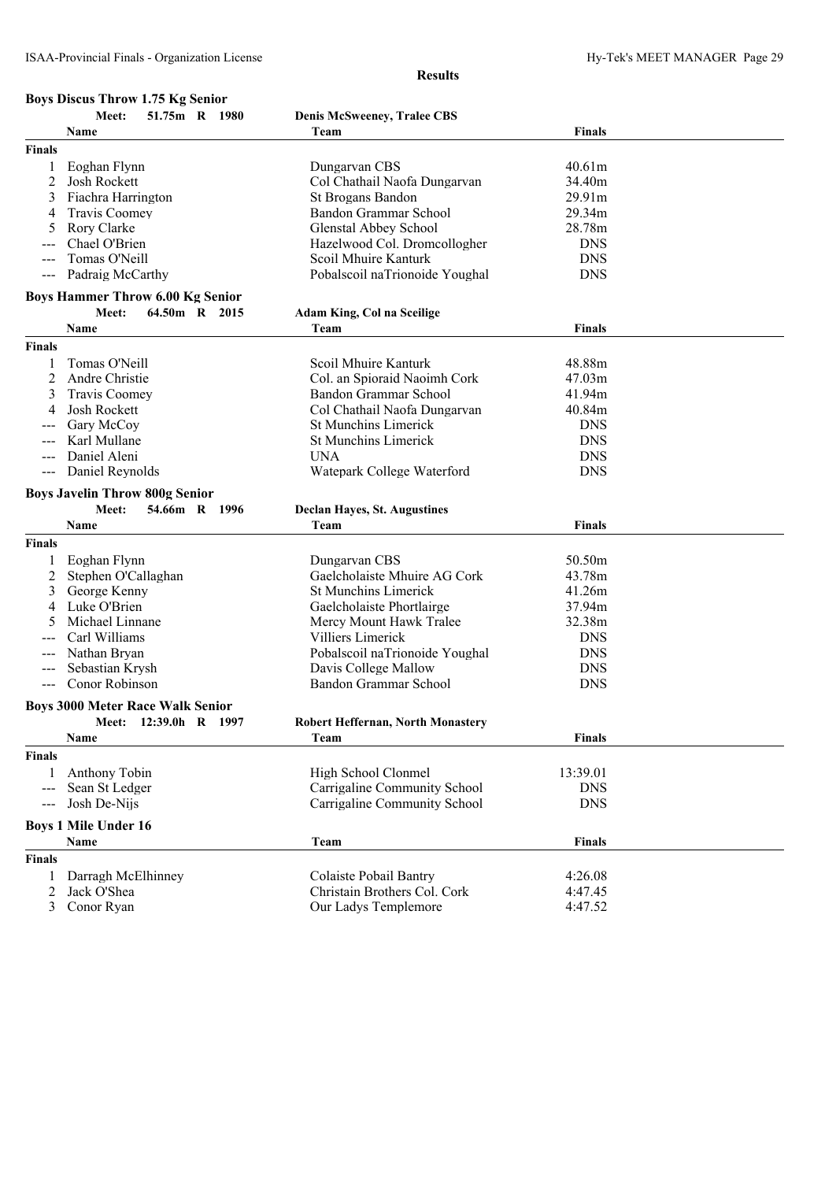## Results

### Boys Discus Throw 1.75 Kg Senior

**Meet: 51.75m R 1980 — Denis McSweeney, Tralee CBS**

| | Name | Team | Finals |
|---|---|---|---|
| **Finals** | | | |
| 1 | Eoghan Flynn | Dungarvan CBS | 40.61m |
| 2 | Josh Rockett | Col Chathail Naofa Dungarvan | 34.40m |
| 3 | Fiachra Harrington | St Brogans Bandon | 29.91m |
| 4 | Travis Coomey | Bandon Grammar School | 29.34m |
| 5 | Rory Clarke | Glenstal Abbey School | 28.78m |
| --- | Chael O'Brien | Hazelwood Col. Dromcollogher | DNS |
| --- | Tomas O'Neill | Scoil Mhuire Kanturk | DNS |
| --- | Padraig McCarthy | Pobalscoil naTrionoide Youghal | DNS |

### Boys Hammer Throw 6.00 Kg Senior

**Meet: 64.50m R 2015 — Adam King, Col na Sceilige**

| | Name | Team | Finals |
|---|---|---|---|
| **Finals** | | | |
| 1 | Tomas O'Neill | Scoil Mhuire Kanturk | 48.88m |
| 2 | Andre Christie | Col. an Spioraid Naoimh Cork | 47.03m |
| 3 | Travis Coomey | Bandon Grammar School | 41.94m |
| 4 | Josh Rockett | Col Chathail Naofa Dungarvan | 40.84m |
| --- | Gary McCoy | St Munchins Limerick | DNS |
| --- | Karl Mullane | St Munchins Limerick | DNS |
| --- | Daniel Aleni | UNA | DNS |
| --- | Daniel Reynolds | Watepark College Waterford | DNS |

### Boys Javelin Throw 800g Senior

**Meet: 54.66m R 1996 — Declan Hayes, St. Augustines**

| | Name | Team | Finals |
|---|---|---|---|
| **Finals** | | | |
| 1 | Eoghan Flynn | Dungarvan CBS | 50.50m |
| 2 | Stephen O'Callaghan | Gaelcholaiste Mhuire AG Cork | 43.78m |
| 3 | George Kenny | St Munchins Limerick | 41.26m |
| 4 | Luke O'Brien | Gaelcholaiste Phortlairge | 37.94m |
| 5 | Michael Linnane | Mercy Mount Hawk Tralee | 32.38m |
| --- | Carl Williams | Villiers Limerick | DNS |
| --- | Nathan Bryan | Pobalscoil naTrionoide Youghal | DNS |
| --- | Sebastian Krysh | Davis College Mallow | DNS |
| --- | Conor Robinson | Bandon Grammar School | DNS |

### Boys 3000 Meter Race Walk Senior

**Meet: 12:39.0h R 1997 — Robert Heffernan, North Monastery**

| | Name | Team | Finals |
|---|---|---|---|
| **Finals** | | | |
| 1 | Anthony Tobin | High School Clonmel | 13:39.01 |
| --- | Sean St Ledger | Carrigaline Community School | DNS |
| --- | Josh De-Nijs | Carrigaline Community School | DNS |

### Boys 1 Mile Under 16

| | Name | Team | Finals |
|---|---|---|---|
| **Finals** | | | |
| 1 | Darragh McElhinney | Colaiste Pobail Bantry | 4:26.08 |
| 2 | Jack O'Shea | Christain Brothers Col. Cork | 4:47.45 |
| 3 | Conor Ryan | Our Ladys Templemore | 4:47.52 |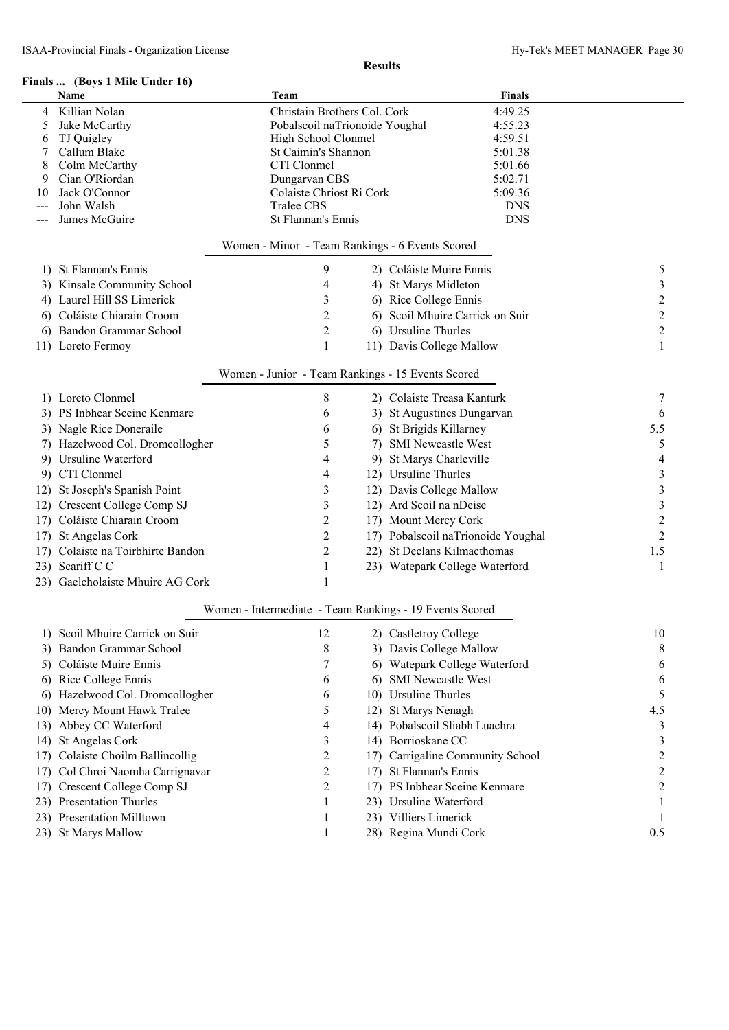**Results**

**Finals ... (Boys 1 Mile Under 16)**

| | Name | Team | Finals |
|---|---|---|---|
| 4 | Killian Nolan | Christain Brothers Col. Cork | 4:49.25 |
| 5 | Jake McCarthy | Pobalscoil naTrionoide Youghal | 4:55.23 |
| 6 | TJ Quigley | High School Clonmel | 4:59.51 |
| 7 | Callum Blake | St Caimin's Shannon | 5:01.38 |
| 8 | Colm McCarthy | CTI Clonmel | 5:01.66 |
| 9 | Cian O'Riordan | Dungarvan CBS | 5:02.71 |
| 10 | Jack O'Connor | Colaiste Chriost Ri Cork | 5:09.36 |
| --- | John Walsh | Tralee CBS | DNS |
| --- | James McGuire | St Flannan's Ennis | DNS |

**Women - Minor - Team Rankings - 6 Events Scored**

| | Team | Points | | Team | Points |
|---|---|---|---|---|---|
| 1) | St Flannan's Ennis | 9 | 2) | Coláiste Muire Ennis | 5 |
| 3) | Kinsale Community School | 4 | 4) | St Marys Midleton | 3 |
| 4) | Laurel Hill SS Limerick | 3 | 6) | Rice College Ennis | 2 |
| 6) | Coláiste Chiarain Croom | 2 | 6) | Scoil Mhuire Carrick on Suir | 2 |
| 6) | Bandon Grammar School | 2 | 6) | Ursuline Thurles | 2 |
| 11) | Loreto Fermoy | 1 | 11) | Davis College Mallow | 1 |

**Women - Junior - Team Rankings - 15 Events Scored**

| | Team | Points | | Team | Points |
|---|---|---|---|---|---|
| 1) | Loreto Clonmel | 8 | 2) | Colaiste Treasa Kanturk | 7 |
| 3) | PS Inbhear Sceine Kenmare | 6 | 3) | St Augustines Dungarvan | 6 |
| 3) | Nagle Rice Doneraile | 6 | 6) | St Brigids Killarney | 5.5 |
| 7) | Hazelwood Col. Dromcollogher | 5 | 7) | SMI Newcastle West | 5 |
| 9) | Ursuline Waterford | 4 | 9) | St Marys Charleville | 4 |
| 9) | CTI Clonmel | 4 | 12) | Ursuline Thurles | 3 |
| 12) | St Joseph's Spanish Point | 3 | 12) | Davis College Mallow | 3 |
| 12) | Crescent College Comp SJ | 3 | 12) | Ard Scoil na nDeise | 3 |
| 17) | Coláiste Chiarain Croom | 2 | 17) | Mount Mercy Cork | 2 |
| 17) | St Angelas Cork | 2 | 17) | Pobalscoil naTrionoide Youghal | 2 |
| 17) | Colaiste na Toirbhirte Bandon | 2 | 22) | St Declans Kilmacthomas | 1.5 |
| 23) | Scariff C C | 1 | 23) | Watepark College Waterford | 1 |
| 23) | Gaelcholaiste Mhuire AG Cork | 1 | | | |

**Women - Intermediate - Team Rankings - 19 Events Scored**

| | Team | Points | | Team | Points |
|---|---|---|---|---|---|
| 1) | Scoil Mhuire Carrick on Suir | 12 | 2) | Castletroy College | 10 |
| 3) | Bandon Grammar School | 8 | 3) | Davis College Mallow | 8 |
| 5) | Coláiste Muire Ennis | 7 | 6) | Watepark College Waterford | 6 |
| 6) | Rice College Ennis | 6 | 6) | SMI Newcastle West | 6 |
| 6) | Hazelwood Col. Dromcollogher | 6 | 10) | Ursuline Thurles | 5 |
| 10) | Mercy Mount Hawk Tralee | 5 | 12) | St Marys Nenagh | 4.5 |
| 13) | Abbey CC Waterford | 4 | 14) | Pobalscoil Sliabh Luachra | 3 |
| 14) | St Angelas Cork | 3 | 14) | Borrioskane CC | 3 |
| 17) | Colaiste Choilm Ballincollig | 2 | 17) | Carrigaline Community School | 2 |
| 17) | Col Chroi Naomha Carrignavar | 2 | 17) | St Flannan's Ennis | 2 |
| 17) | Crescent College Comp SJ | 2 | 17) | PS Inbhear Sceine Kenmare | 2 |
| 23) | Presentation Thurles | 1 | 23) | Ursuline Waterford | 1 |
| 23) | Presentation Milltown | 1 | 23) | Villiers Limerick | 1 |
| 23) | St Marys Mallow | 1 | 28) | Regina Mundi Cork | 0.5 |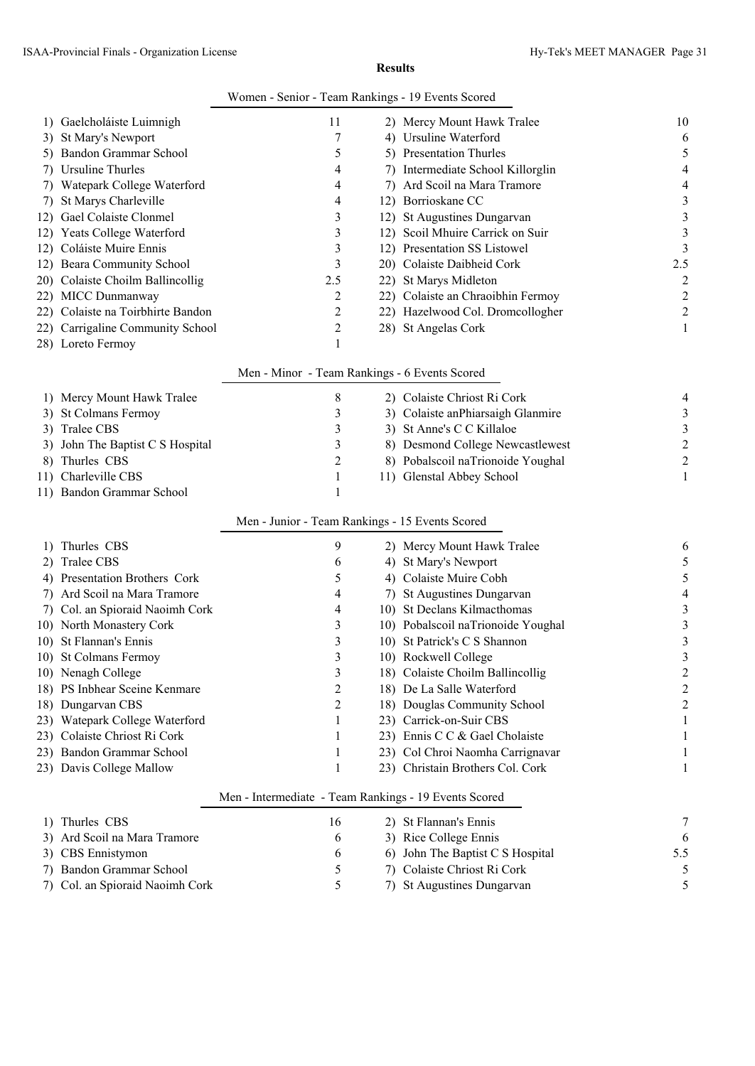**Results**

### Women - Senior - Team Rankings - 19 Events Scored

| Place | School | Points | Place | School | Points |
|---|---|---|---|---|---|
| 1) | Gaelcholáiste Luimnigh | 11 | 2) | Mercy Mount Hawk Tralee | 10 |
| 3) | St Mary's Newport | 7 | 4) | Ursuline Waterford | 6 |
| 5) | Bandon Grammar School | 5 | 5) | Presentation Thurles | 5 |
| 7) | Ursuline Thurles | 4 | 7) | Intermediate School Killorglin | 4 |
| 7) | Watepark College Waterford | 4 | 7) | Ard Scoil na Mara Tramore | 4 |
| 7) | St Marys Charleville | 4 | 12) | Borrioskane CC | 3 |
| 12) | Gael Colaiste Clonmel | 3 | 12) | St Augustines Dungarvan | 3 |
| 12) | Yeats College Waterford | 3 | 12) | Scoil Mhuire Carrick on Suir | 3 |
| 12) | Coláiste Muire Ennis | 3 | 12) | Presentation SS Listowel | 3 |
| 12) | Beara Community School | 3 | 20) | Colaiste Daibheid Cork | 2.5 |
| 20) | Colaiste Choilm Ballincollig | 2.5 | 22) | St Marys Midleton | 2 |
| 22) | MICC Dunmanway | 2 | 22) | Colaiste an Chraoibhin Fermoy | 2 |
| 22) | Colaiste na Toirbhirte Bandon | 2 | 22) | Hazelwood Col. Dromcollogher | 2 |
| 22) | Carrigaline Community School | 2 | 28) | St Angelas Cork | 1 |
| 28) | Loreto Fermoy | 1 | | | |

### Men - Minor - Team Rankings - 6 Events Scored

| Place | School | Points | Place | School | Points |
|---|---|---|---|---|---|
| 1) | Mercy Mount Hawk Tralee | 8 | 2) | Colaiste Chriost Ri Cork | 4 |
| 3) | St Colmans Fermoy | 3 | 3) | Colaiste anPhiarsaigh Glanmire | 3 |
| 3) | Tralee CBS | 3 | 3) | St Anne's C C Killaloe | 3 |
| 3) | John The Baptist C S Hospital | 3 | 8) | Desmond College Newcastlewest | 2 |
| 8) | Thurles CBS | 2 | 8) | Pobalscoil naTrionoide Youghal | 2 |
| 11) | Charleville CBS | 1 | 11) | Glenstal Abbey School | 1 |
| 11) | Bandon Grammar School | 1 | | | |

### Men - Junior - Team Rankings - 15 Events Scored

| Place | School | Points | Place | School | Points |
|---|---|---|---|---|---|
| 1) | Thurles CBS | 9 | 2) | Mercy Mount Hawk Tralee | 6 |
| 2) | Tralee CBS | 6 | 4) | St Mary's Newport | 5 |
| 4) | Presentation Brothers Cork | 5 | 4) | Colaiste Muire Cobh | 5 |
| 7) | Ard Scoil na Mara Tramore | 4 | 7) | St Augustines Dungarvan | 4 |
| 7) | Col. an Spioraid Naoimh Cork | 4 | 10) | St Declans Kilmacthomas | 3 |
| 10) | North Monastery Cork | 3 | 10) | Pobalscoil naTrionoide Youghal | 3 |
| 10) | St Flannan's Ennis | 3 | 10) | St Patrick's C S Shannon | 3 |
| 10) | St Colmans Fermoy | 3 | 10) | Rockwell College | 3 |
| 10) | Nenagh College | 3 | 18) | Colaiste Choilm Ballincollig | 2 |
| 18) | PS Inbhear Sceine Kenmare | 2 | 18) | De La Salle Waterford | 2 |
| 18) | Dungarvan CBS | 2 | 18) | Douglas Community School | 2 |
| 23) | Watepark College Waterford | 1 | 23) | Carrick-on-Suir CBS | 1 |
| 23) | Colaiste Chriost Ri Cork | 1 | 23) | Ennis C C & Gael Cholaiste | 1 |
| 23) | Bandon Grammar School | 1 | 23) | Col Chroi Naomha Carrignavar | 1 |
| 23) | Davis College Mallow | 1 | 23) | Christain Brothers Col. Cork | 1 |

### Men - Intermediate - Team Rankings - 19 Events Scored

| Place | School | Points | Place | School | Points |
|---|---|---|---|---|---|
| 1) | Thurles CBS | 16 | 2) | St Flannan's Ennis | 7 |
| 3) | Ard Scoil na Mara Tramore | 6 | 3) | Rice College Ennis | 6 |
| 3) | CBS Ennistymon | 6 | 6) | John The Baptist C S Hospital | 5.5 |
| 7) | Bandon Grammar School | 5 | 7) | Colaiste Chriost Ri Cork | 5 |
| 7) | Col. an Spioraid Naoimh Cork | 5 | 7) | St Augustines Dungarvan | 5 |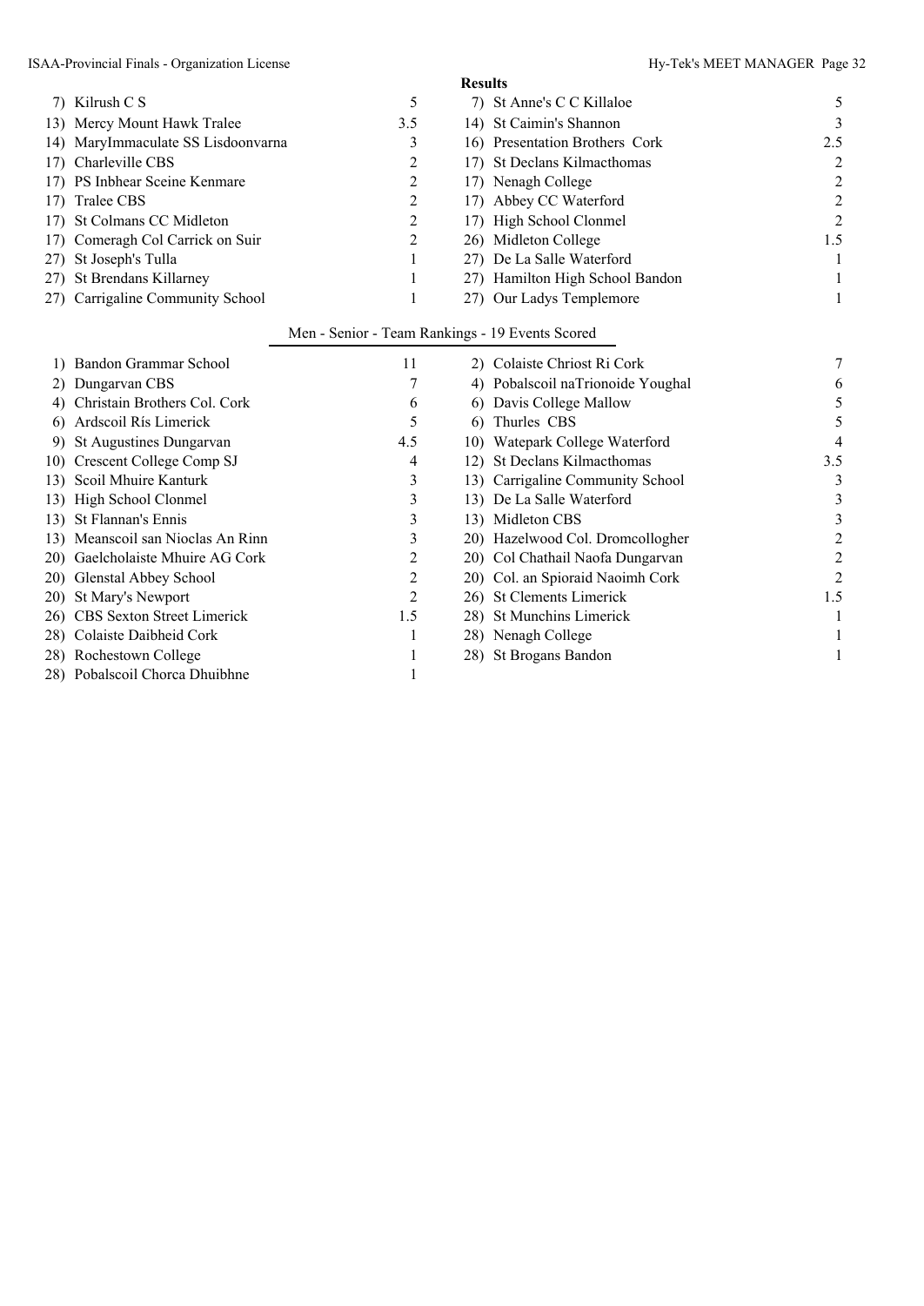**Results**

| | | | |
|---|---|---|---|
| 7) Kilrush C S | 5 | 7) St Anne's C C Killaloe | 5 |
| 13) Mercy Mount Hawk Tralee | 3.5 | 14) St Caimin's Shannon | 3 |
| 14) MaryImmaculate SS Lisdoonvarna | 3 | 16) Presentation Brothers Cork | 2.5 |
| 17) Charleville CBS | 2 | 17) St Declans Kilmacthomas | 2 |
| 17) PS Inbhear Sceine Kenmare | 2 | 17) Nenagh College | 2 |
| 17) Tralee CBS | 2 | 17) Abbey CC Waterford | 2 |
| 17) St Colmans CC Midleton | 2 | 17) High School Clonmel | 2 |
| 17) Comeragh Col Carrick on Suir | 2 | 26) Midleton College | 1.5 |
| 27) St Joseph's Tulla | 1 | 27) De La Salle Waterford | 1 |
| 27) St Brendans Killarney | 1 | 27) Hamilton High School Bandon | 1 |
| 27) Carrigaline Community School | 1 | 27) Our Ladys Templemore | 1 |

## Men - Senior - Team Rankings - 19 Events Scored

| | | | |
|---|---|---|---|
| 1) Bandon Grammar School | 11 | 2) Colaiste Chriost Ri Cork | 7 |
| 2) Dungarvan CBS | 7 | 4) Pobalscoil naTrionoide Youghal | 6 |
| 4) Christain Brothers Col. Cork | 6 | 6) Davis College Mallow | 5 |
| 6) Ardscoil Rís Limerick | 5 | 6) Thurles CBS | 5 |
| 9) St Augustines Dungarvan | 4.5 | 10) Watepark College Waterford | 4 |
| 10) Crescent College Comp SJ | 4 | 12) St Declans Kilmacthomas | 3.5 |
| 13) Scoil Mhuire Kanturk | 3 | 13) Carrigaline Community School | 3 |
| 13) High School Clonmel | 3 | 13) De La Salle Waterford | 3 |
| 13) St Flannan's Ennis | 3 | 13) Midleton CBS | 3 |
| 13) Meanscoil san Nioclas An Rinn | 3 | 20) Hazelwood Col. Dromcollogher | 2 |
| 20) Gaelcholaiste Mhuire AG Cork | 2 | 20) Col Chathail Naofa Dungarvan | 2 |
| 20) Glenstal Abbey School | 2 | 20) Col. an Spioraid Naoimh Cork | 2 |
| 20) St Mary's Newport | 2 | 26) St Clements Limerick | 1.5 |
| 26) CBS Sexton Street Limerick | 1.5 | 28) St Munchins Limerick | 1 |
| 28) Colaiste Daibheid Cork | 1 | 28) Nenagh College | 1 |
| 28) Rochestown College | 1 | 28) St Brogans Bandon | 1 |
| 28) Pobalscoil Chorca Dhuibhne | 1 | | |